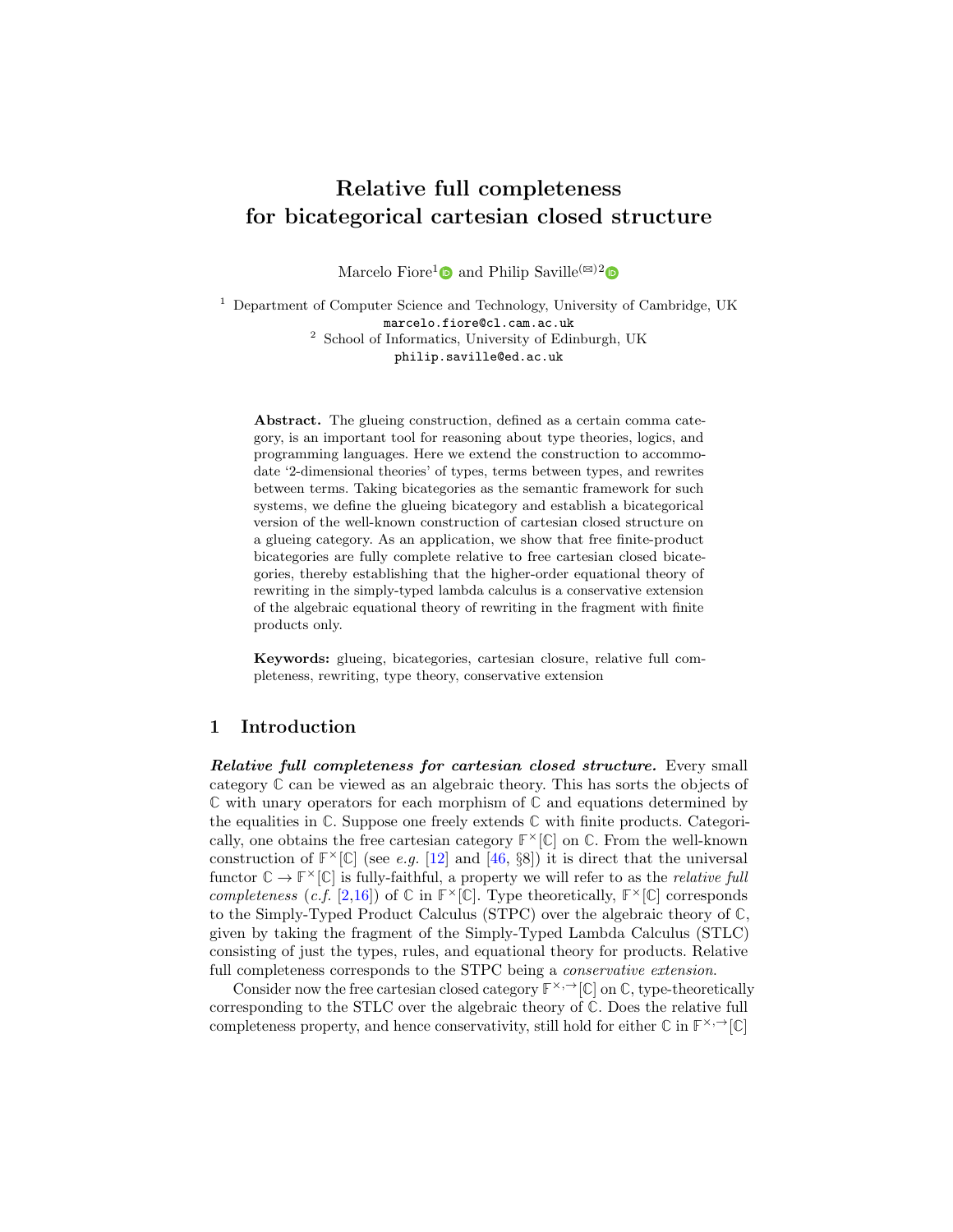# Relative full completeness for bicategorical cartesian closed structure

Marcelo Fiore[1] and Philip Saville[(✉)2]

[1] Department of Computer Science and Technology, University of Cambridge, UK
marcelo.fiore@cl.cam.ac.uk

[2] School of Informatics, University of Edinburgh, UK
philip.saville@ed.ac.uk

**Abstract.** The glueing construction, defined as a certain comma category, is an important tool for reasoning about type theories, logics, and programming languages. Here we extend the construction to accommodate '2-dimensional theories' of types, terms between types, and rewrites between terms. Taking bicategories as the semantic framework for such systems, we define the glueing bicategory and establish a bicategorical version of the well-known construction of cartesian closed structure on a glueing category. As an application, we show that free finite-product bicategories are fully complete relative to free cartesian closed bicategories, thereby establishing that the higher-order equational theory of rewriting in the simply-typed lambda calculus is a conservative extension of the algebraic equational theory of rewriting in the fragment with finite products only.

**Keywords:** glueing, bicategories, cartesian closure, relative full completeness, rewriting, type theory, conservative extension

## 1 Introduction

***Relative full completeness for cartesian closed structure.*** Every small category $\mathbb{C}$ can be viewed as an algebraic theory. This has sorts the objects of $\mathbb{C}$ with unary operators for each morphism of $\mathbb{C}$ and equations determined by the equalities in $\mathbb{C}$. Suppose one freely extends $\mathbb{C}$ with finite products. Categorically, one obtains the free cartesian category $\mathbb{F}^{\times}[\mathbb{C}]$ on $\mathbb{C}$. From the well-known construction of $\mathbb{F}^{\times}[\mathbb{C}]$ (see *e.g.* [12] and [46, §8]) it is direct that the universal functor $\mathbb{C} \to \mathbb{F}^{\times}[\mathbb{C}]$ is fully-faithful, a property we will refer to as the *relative full completeness* (*c.f.* [2,16]) of $\mathbb{C}$ in $\mathbb{F}^{\times}[\mathbb{C}]$. Type theoretically, $\mathbb{F}^{\times}[\mathbb{C}]$ corresponds to the Simply-Typed Product Calculus (STPC) over the algebraic theory of $\mathbb{C}$, given by taking the fragment of the Simply-Typed Lambda Calculus (STLC) consisting of just the types, rules, and equational theory for products. Relative full completeness corresponds to the STPC being a *conservative extension*.

Consider now the free cartesian closed category $\mathbb{F}^{\times,\to}[\mathbb{C}]$ on $\mathbb{C}$, type-theoretically corresponding to the STLC over the algebraic theory of $\mathbb{C}$. Does the relative full completeness property, and hence conservativity, still hold for either $\mathbb{C}$ in $\mathbb{F}^{\times,\to}[\mathbb{C}]$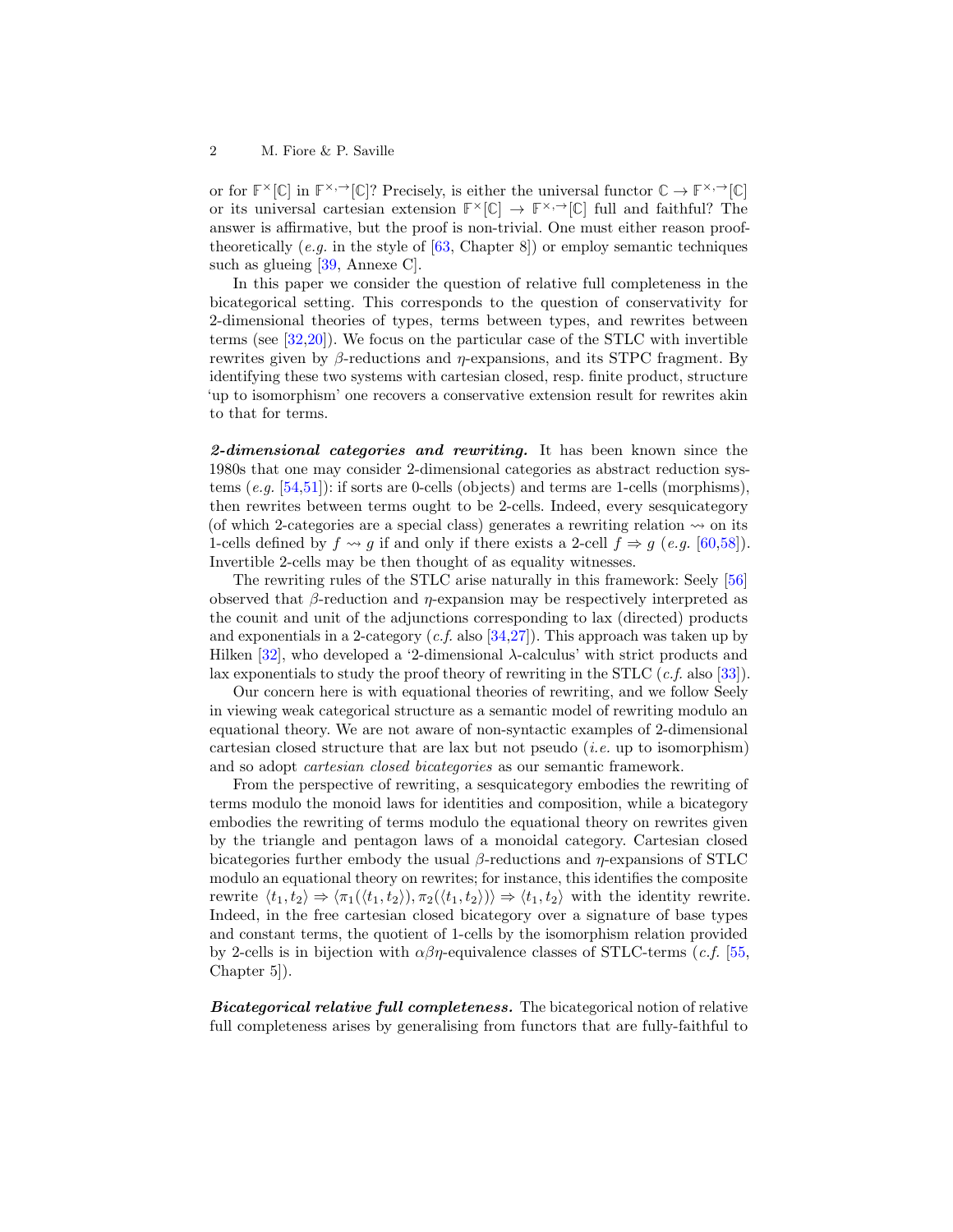or for $\mathbb{F}^{\times}[\mathbb{C}]$ in $\mathbb{F}^{\times,\rightarrow}[\mathbb{C}]$? Precisely, is either the universal functor $\mathbb{C} \to \mathbb{F}^{\times,\rightarrow}[\mathbb{C}]$ or its universal cartesian extension $\mathbb{F}^{\times}[\mathbb{C}] \to \mathbb{F}^{\times,\rightarrow}[\mathbb{C}]$ full and faithful? The answer is affirmative, but the proof is non-trivial. One must either reason proof-theoretically (*e.g.* in the style of [63, Chapter 8]) or employ semantic techniques such as glueing [39, Annexe C].

In this paper we consider the question of relative full completeness in the bicategorical setting. This corresponds to the question of conservativity for 2-dimensional theories of types, terms between types, and rewrites between terms (see [32,20]). We focus on the particular case of the STLC with invertible rewrites given by $\beta$-reductions and $\eta$-expansions, and its STPC fragment. By identifying these two systems with cartesian closed, resp. finite product, structure 'up to isomorphism' one recovers a conservative extension result for rewrites akin to that for terms.

***2-dimensional categories and rewriting.*** It has been known since the 1980s that one may consider 2-dimensional categories as abstract reduction systems (*e.g.* [54,51]): if sorts are 0-cells (objects) and terms are 1-cells (morphisms), then rewrites between terms ought to be 2-cells. Indeed, every sesquicategory (of which 2-categories are a special class) generates a rewriting relation $\rightsquigarrow$ on its 1-cells defined by $f \rightsquigarrow g$ if and only if there exists a 2-cell $f \Rightarrow g$ (*e.g.* [60,58]). Invertible 2-cells may be then thought of as equality witnesses.

The rewriting rules of the STLC arise naturally in this framework: Seely [56] observed that $\beta$-reduction and $\eta$-expansion may be respectively interpreted as the counit and unit of the adjunctions corresponding to lax (directed) products and exponentials in a 2-category (*c.f.* also [34,27]). This approach was taken up by Hilken [32], who developed a '2-dimensional $\lambda$-calculus' with strict products and lax exponentials to study the proof theory of rewriting in the STLC (*c.f.* also [33]).

Our concern here is with equational theories of rewriting, and we follow Seely in viewing weak categorical structure as a semantic model of rewriting modulo an equational theory. We are not aware of non-syntactic examples of 2-dimensional cartesian closed structure that are lax but not pseudo (*i.e.* up to isomorphism) and so adopt *cartesian closed bicategories* as our semantic framework.

From the perspective of rewriting, a sesquicategory embodies the rewriting of terms modulo the monoid laws for identities and composition, while a bicategory embodies the rewriting of terms modulo the equational theory on rewrites given by the triangle and pentagon laws of a monoidal category. Cartesian closed bicategories further embody the usual $\beta$-reductions and $\eta$-expansions of STLC modulo an equational theory on rewrites; for instance, this identifies the composite rewrite $\langle t_1, t_2 \rangle \Rightarrow \langle \pi_1(\langle t_1, t_2 \rangle), \pi_2(\langle t_1, t_2 \rangle) \rangle \Rightarrow \langle t_1, t_2 \rangle$ with the identity rewrite. Indeed, in the free cartesian closed bicategory over a signature of base types and constant terms, the quotient of 1-cells by the isomorphism relation provided by 2-cells is in bijection with $\alpha\beta\eta$-equivalence classes of STLC-terms (*c.f.* [55, Chapter 5]).

***Bicategorical relative full completeness.*** The bicategorical notion of relative full completeness arises by generalising from functors that are fully-faithful to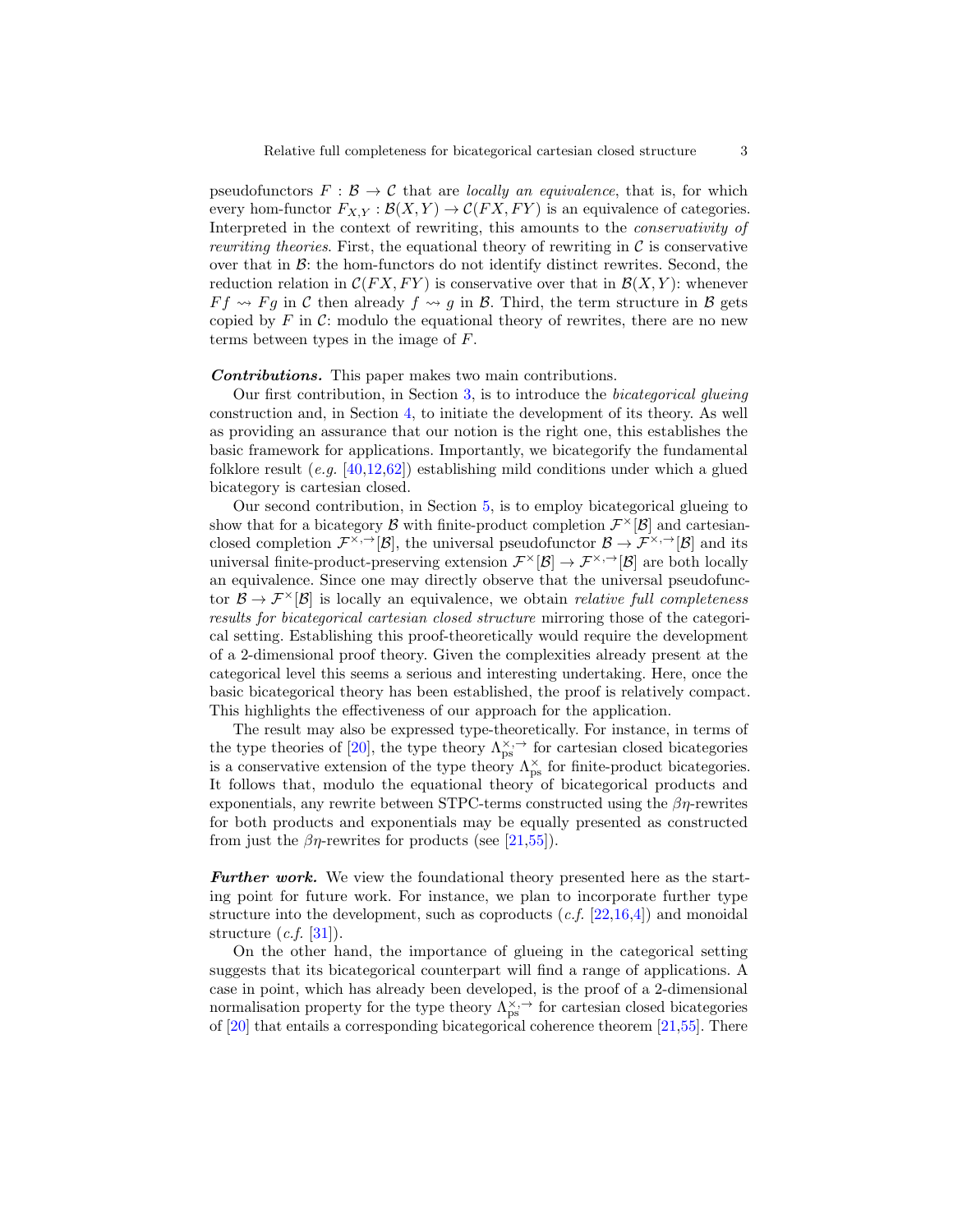pseudofunctors $F : \mathcal{B} \to \mathcal{C}$ that are *locally an equivalence*, that is, for which every hom-functor $F_{X,Y} : \mathcal{B}(X,Y) \to \mathcal{C}(FX, FY)$ is an equivalence of categories. Interpreted in the context of rewriting, this amounts to the *conservativity of rewriting theories*. First, the equational theory of rewriting in $\mathcal{C}$ is conservative over that in $\mathcal{B}$: the hom-functors do not identify distinct rewrites. Second, the reduction relation in $\mathcal{C}(FX, FY)$ is conservative over that in $\mathcal{B}(X,Y)$: whenever $Ff \rightsquigarrow Fg$ in $\mathcal{C}$ then already $f \rightsquigarrow g$ in $\mathcal{B}$. Third, the term structure in $\mathcal{B}$ gets copied by $F$ in $\mathcal{C}$: modulo the equational theory of rewrites, there are no new terms between types in the image of $F$.

***Contributions.*** This paper makes two main contributions.

Our first contribution, in Section 3, is to introduce the *bicategorical glueing* construction and, in Section 4, to initiate the development of its theory. As well as providing an assurance that our notion is the right one, this establishes the basic framework for applications. Importantly, we bicategorify the fundamental folklore result (*e.g.* [40,12,62]) establishing mild conditions under which a glued bicategory is cartesian closed.

Our second contribution, in Section 5, is to employ bicategorical glueing to show that for a bicategory $\mathcal{B}$ with finite-product completion $\mathcal{F}^{\times}[\mathcal{B}]$ and cartesian-closed completion $\mathcal{F}^{\times,\to}[\mathcal{B}]$, the universal pseudofunctor $\mathcal{B} \to \mathcal{F}^{\times,\to}[\mathcal{B}]$ and its universal finite-product-preserving extension $\mathcal{F}^{\times}[\mathcal{B}] \to \mathcal{F}^{\times,\to}[\mathcal{B}]$ are both locally an equivalence. Since one may directly observe that the universal pseudofunctor $\mathcal{B} \to \mathcal{F}^{\times}[\mathcal{B}]$ is locally an equivalence, we obtain *relative full completeness results for bicategorical cartesian closed structure* mirroring those of the categorical setting. Establishing this proof-theoretically would require the development of a 2-dimensional proof theory. Given the complexities already present at the categorical level this seems a serious and interesting undertaking. Here, once the basic bicategorical theory has been established, the proof is relatively compact. This highlights the effectiveness of our approach for the application.

The result may also be expressed type-theoretically. For instance, in terms of the type theories of [20], the type theory $\Lambda_{\mathrm{ps}}^{\times,\to}$ for cartesian closed bicategories is a conservative extension of the type theory $\Lambda_{\mathrm{ps}}^{\times}$ for finite-product bicategories. It follows that, modulo the equational theory of bicategorical products and exponentials, any rewrite between STPC-terms constructed using the $\beta\eta$-rewrites for both products and exponentials may be equally presented as constructed from just the $\beta\eta$-rewrites for products (see [21,55]).

***Further work.*** We view the foundational theory presented here as the starting point for future work. For instance, we plan to incorporate further type structure into the development, such as coproducts (*c.f.* [22,16,4]) and monoidal structure (*c.f.* [31]).

On the other hand, the importance of glueing in the categorical setting suggests that its bicategorical counterpart will find a range of applications. A case in point, which has already been developed, is the proof of a 2-dimensional normalisation property for the type theory $\Lambda_{\mathrm{ps}}^{\times,\to}$ for cartesian closed bicategories of [20] that entails a corresponding bicategorical coherence theorem [21,55]. There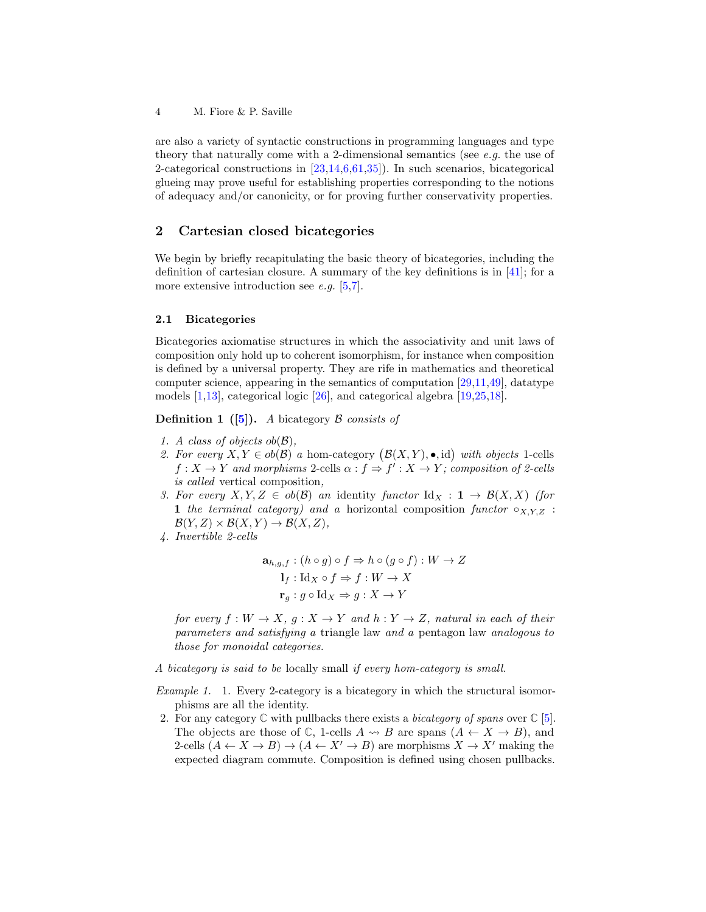are also a variety of syntactic constructions in programming languages and type theory that naturally come with a 2-dimensional semantics (see *e.g.* the use of 2-categorical constructions in [23,14,6,61,35]). In such scenarios, bicategorical glueing may prove useful for establishing properties corresponding to the notions of adequacy and/or canonicity, or for proving further conservativity properties.

## 2 Cartesian closed bicategories

We begin by briefly recapitulating the basic theory of bicategories, including the definition of cartesian closure. A summary of the key definitions is in [41]; for a more extensive introduction see *e.g.* [5,7].

### 2.1 Bicategories

Bicategories axiomatise structures in which the associativity and unit laws of composition only hold up to coherent isomorphism, for instance when composition is defined by a universal property. They are rife in mathematics and theoretical computer science, appearing in the semantics of computation [29,11,49], datatype models [1,13], categorical logic [26], and categorical algebra [19,25,18].

**Definition 1 ([5]).** *A* bicategory $\mathcal{B}$ *consists of*

1. *A class of objects* $ob(\mathcal{B})$*,*
2. *For every* $X, Y \in ob(\mathcal{B})$ *a* hom-category $\big(\mathcal{B}(X,Y), \bullet, \mathrm{id}\big)$ *with objects* 1-cells $f : X \to Y$ *and morphisms* 2-cells $\alpha : f \Rightarrow f' : X \to Y$*; composition of 2-cells is called* vertical composition*,*
3. *For every* $X, Y, Z \in ob(\mathcal{B})$ *an* identity *functor* $\mathrm{Id}_X : \mathbf{1} \to \mathcal{B}(X,X)$ *(for* $\mathbf{1}$ *the terminal category) and a* horizontal composition *functor* $\circ_{X,Y,Z} : \mathcal{B}(Y,Z) \times \mathcal{B}(X,Y) \to \mathcal{B}(X,Z)$*,*
4. *Invertible 2-cells*

$$\begin{aligned}
\mathbf{a}_{h,g,f} &: (h \circ g) \circ f \Rightarrow h \circ (g \circ f) : W \to Z \\
\mathbf{l}_f &: \mathrm{Id}_X \circ f \Rightarrow f : W \to X \\
\mathbf{r}_g &: g \circ \mathrm{Id}_X \Rightarrow g : X \to Y
\end{aligned}$$

*for every* $f : W \to X$*,* $g : X \to Y$ *and* $h : Y \to Z$*, natural in each of their parameters and satisfying a* triangle law *and a* pentagon law *analogous to those for monoidal categories.*

*A bicategory is said to be* locally small *if every hom-category is small.*

*Example 1.* 1. Every 2-category is a bicategory in which the structural isomorphisms are all the identity.
2. For any category $\mathbb{C}$ with pullbacks there exists a *bicategory of spans* over $\mathbb{C}$ [5]. The objects are those of $\mathbb{C}$, 1-cells $A \rightsquigarrow B$ are spans $(A \leftarrow X \to B)$, and 2-cells $(A \leftarrow X \to B) \to (A \leftarrow X' \to B)$ are morphisms $X \to X'$ making the expected diagram commute. Composition is defined using chosen pullbacks.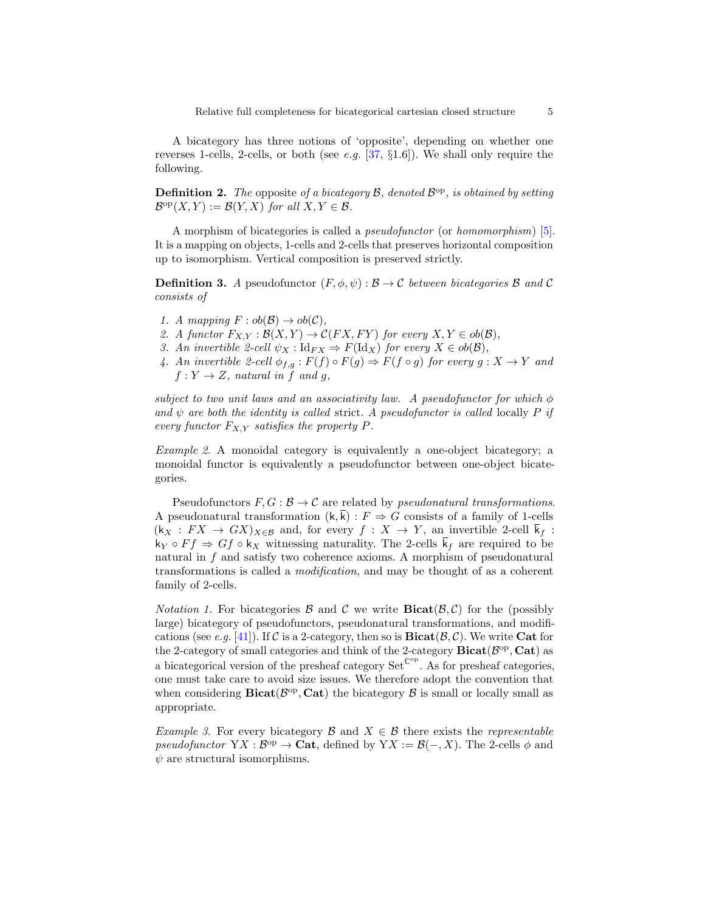A bicategory has three notions of 'opposite', depending on whether one reverses 1-cells, 2-cells, or both (see *e.g.* [37, §1.6]). We shall only require the following.

**Definition 2.** *The* opposite *of a bicategory* $\mathcal{B}$*, denoted* $\mathcal{B}^{\mathrm{op}}$*, is obtained by setting* $\mathcal{B}^{\mathrm{op}}(X, Y) := \mathcal{B}(Y, X)$ *for all* $X, Y \in \mathcal{B}$.

A morphism of bicategories is called a *pseudofunctor* (or *homomorphism*) [5]. It is a mapping on objects, 1-cells and 2-cells that preserves horizontal composition up to isomorphism. Vertical composition is preserved strictly.

**Definition 3.** *A pseudofunctor* $(F, \phi, \psi) : \mathcal{B} \to \mathcal{C}$ *between bicategories* $\mathcal{B}$ *and* $\mathcal{C}$ *consists of*

1. *A mapping* $F : ob(\mathcal{B}) \to ob(\mathcal{C})$,
2. *A functor* $F_{X,Y} : \mathcal{B}(X, Y) \to \mathcal{C}(FX, FY)$ *for every* $X, Y \in ob(\mathcal{B})$,
3. *An invertible 2-cell* $\psi_X : \mathrm{Id}_{FX} \Rightarrow F(\mathrm{Id}_X)$ *for every* $X \in ob(\mathcal{B})$,
4. *An invertible 2-cell* $\phi_{f,g} : F(f) \circ F(g) \Rightarrow F(f \circ g)$ *for every* $g : X \to Y$ *and* $f : Y \to Z$*, natural in* $f$ *and* $g$,

*subject to two unit laws and an associativity law. A pseudofunctor for which* $\phi$ *and* $\psi$ *are both the identity is called* strict*. A pseudofunctor is called* locally $P$ *if every functor* $F_{X,Y}$ *satisfies the property* $P$.

*Example 2.* A monoidal category is equivalently a one-object bicategory; a monoidal functor is equivalently a pseudofunctor between one-object bicategories.

Pseudofunctors $F, G : \mathcal{B} \to \mathcal{C}$ are related by *pseudonatural transformations*. A pseudonatural transformation $(\mathsf{k}, \overline{\mathsf{k}}) : F \Rightarrow G$ consists of a family of 1-cells $(\mathsf{k}_X : FX \to GX)_{X \in \mathcal{B}}$ and, for every $f : X \to Y$, an invertible 2-cell $\overline{\mathsf{k}}_f : \mathsf{k}_Y \circ Ff \Rightarrow Gf \circ \mathsf{k}_X$ witnessing naturality. The 2-cells $\overline{\mathsf{k}}_f$ are required to be natural in $f$ and satisfy two coherence axioms. A morphism of pseudonatural transformations is called a *modification*, and may be thought of as a coherent family of 2-cells.

*Notation 1.* For bicategories $\mathcal{B}$ and $\mathcal{C}$ we write $\mathbf{Bicat}(\mathcal{B}, \mathcal{C})$ for the (possibly large) bicategory of pseudofunctors, pseudonatural transformations, and modifications (see *e.g.* [41]). If $\mathcal{C}$ is a 2-category, then so is $\mathbf{Bicat}(\mathcal{B}, \mathcal{C})$. We write $\mathbf{Cat}$ for the 2-category of small categories and think of the 2-category $\mathbf{Bicat}(\mathcal{B}^{\mathrm{op}}, \mathbf{Cat})$ as a bicategorical version of the presheaf category $\mathrm{Set}^{\mathbb{C}^{\mathrm{op}}}$. As for presheaf categories, one must take care to avoid size issues. We therefore adopt the convention that when considering $\mathbf{Bicat}(\mathcal{B}^{\mathrm{op}}, \mathbf{Cat})$ the bicategory $\mathcal{B}$ is small or locally small as appropriate.

*Example 3.* For every bicategory $\mathcal{B}$ and $X \in \mathcal{B}$ there exists the *representable pseudofunctor* $\mathrm{Y}X : \mathcal{B}^{\mathrm{op}} \to \mathbf{Cat}$, defined by $\mathrm{Y}X := \mathcal{B}(-, X)$. The 2-cells $\phi$ and $\psi$ are structural isomorphisms.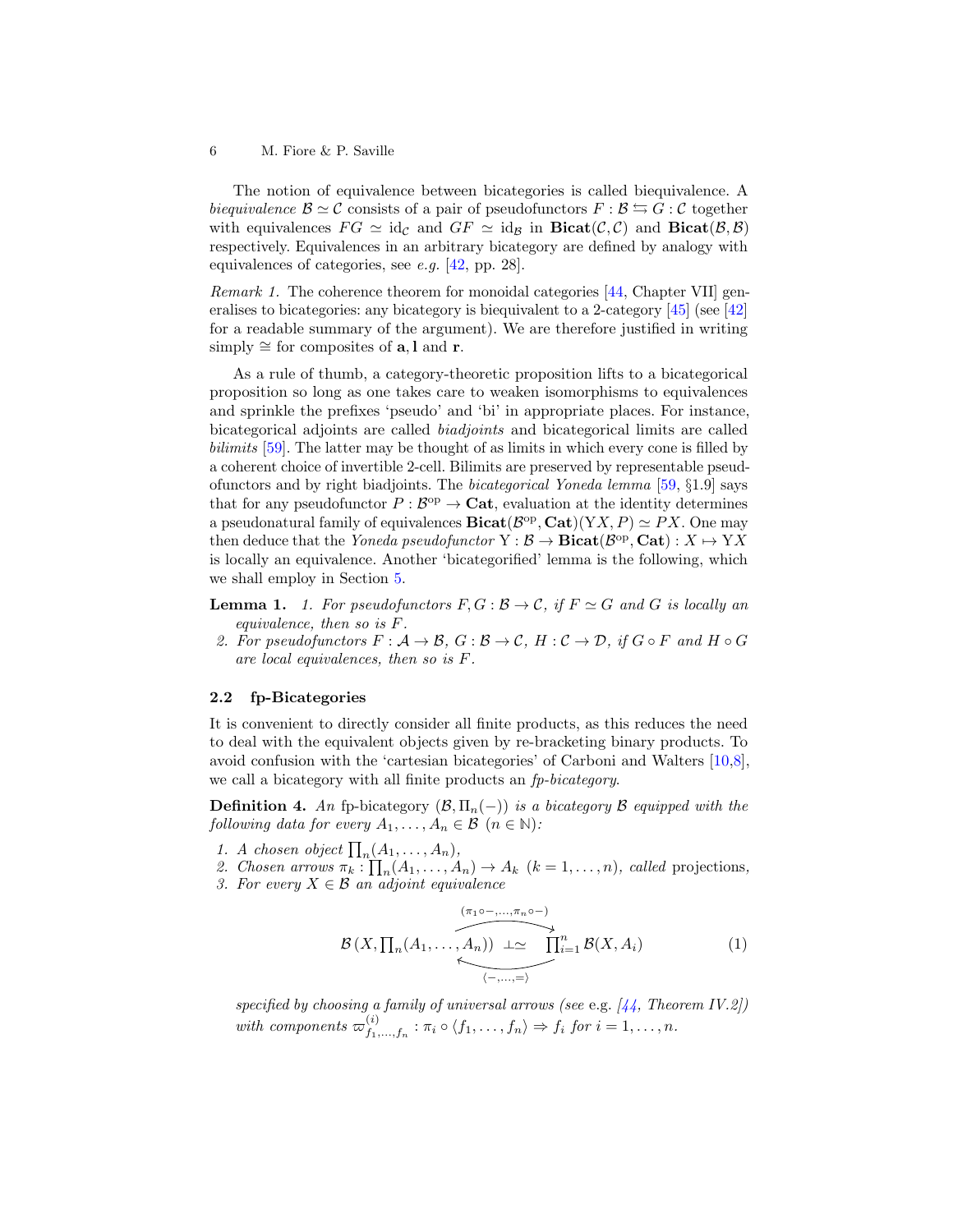The notion of equivalence between bicategories is called biequivalence. A *biequivalence* $\mathcal{B} \simeq \mathcal{C}$ consists of a pair of pseudofunctors $F : \mathcal{B} \leftrightarrows G : \mathcal{C}$ together with equivalences $FG \simeq \mathrm{id}_{\mathcal{C}}$ and $GF \simeq \mathrm{id}_{\mathcal{B}}$ in $\mathbf{Bicat}(\mathcal{C}, \mathcal{C})$ and $\mathbf{Bicat}(\mathcal{B}, \mathcal{B})$ respectively. Equivalences in an arbitrary bicategory are defined by analogy with equivalences of categories, see *e.g.* [42, pp. 28].

*Remark 1.* The coherence theorem for monoidal categories [44, Chapter VII] generalises to bicategories: any bicategory is biequivalent to a 2-category [45] (see [42] for a readable summary of the argument). We are therefore justified in writing simply $\cong$ for composites of $\mathbf{a}, \mathbf{l}$ and $\mathbf{r}$.

As a rule of thumb, a category-theoretic proposition lifts to a bicategorical proposition so long as one takes care to weaken isomorphisms to equivalences and sprinkle the prefixes 'pseudo' and 'bi' in appropriate places. For instance, bicategorical adjoints are called *biadjoints* and bicategorical limits are called *bilimits* [59]. The latter may be thought of as limits in which every cone is filled by a coherent choice of invertible 2-cell. Bilimits are preserved by representable pseudofunctors and by right biadjoints. The *bicategorical Yoneda lemma* [59, §1.9] says that for any pseudofunctor $P : \mathcal{B}^{\mathrm{op}} \to \mathbf{Cat}$, evaluation at the identity determines a pseudonatural family of equivalences $\mathbf{Bicat}(\mathcal{B}^{\mathrm{op}}, \mathbf{Cat})(\mathrm{Y}X, P) \simeq PX$. One may then deduce that the *Yoneda pseudofunctor* $\mathrm{Y} : \mathcal{B} \to \mathbf{Bicat}(\mathcal{B}^{\mathrm{op}}, \mathbf{Cat}) : X \mapsto \mathrm{Y}X$ is locally an equivalence. Another 'bicategorified' lemma is the following, which we shall employ in Section 5.

**Lemma 1.** *1. For pseudofunctors $F, G : \mathcal{B} \to \mathcal{C}$, if $F \simeq G$ and $G$ is locally an equivalence, then so is $F$.*

*2. For pseudofunctors $F : \mathcal{A} \to \mathcal{B}$, $G : \mathcal{B} \to \mathcal{C}$, $H : \mathcal{C} \to \mathcal{D}$, if $G \circ F$ and $H \circ G$ are local equivalences, then so is $F$.*

### 2.2 fp-Bicategories

It is convenient to directly consider all finite products, as this reduces the need to deal with the equivalent objects given by re-bracketing binary products. To avoid confusion with the 'cartesian bicategories' of Carboni and Walters [10,8], we call a bicategory with all finite products an *fp-bicategory*.

**Definition 4.** *An* fp-bicategory $(\mathcal{B}, \Pi_n(-))$ *is a bicategory $\mathcal{B}$ equipped with the following data for every $A_1, \ldots, A_n \in \mathcal{B}$ $(n \in \mathbb{N})$:*

1. *A chosen object $\prod_n(A_1, \ldots, A_n)$,*
2. *Chosen arrows $\pi_k : \prod_n(A_1, \ldots, A_n) \to A_k$ $(k = 1, \ldots, n)$, called* projections*,*
3. *For every $X \in \mathcal{B}$ an adjoint equivalence*

$$\mathcal{B}\left(X, \textstyle\prod_n(A_1, \ldots, A_n)\right) \underset{\langle -, \ldots, = \rangle}{\overset{(\pi_1 \circ -, \ldots, \pi_n \circ -)}{\perp\simeq}} \textstyle\prod_{i=1}^{n} \mathcal{B}(X, A_i) \tag{1}$$

*specified by choosing a family of universal arrows (see* e.g. *[44, Theorem IV.2]) with components $\varpi^{(i)}_{f_1, \ldots, f_n} : \pi_i \circ \langle f_1, \ldots, f_n \rangle \Rightarrow f_i$ for $i = 1, \ldots, n$.*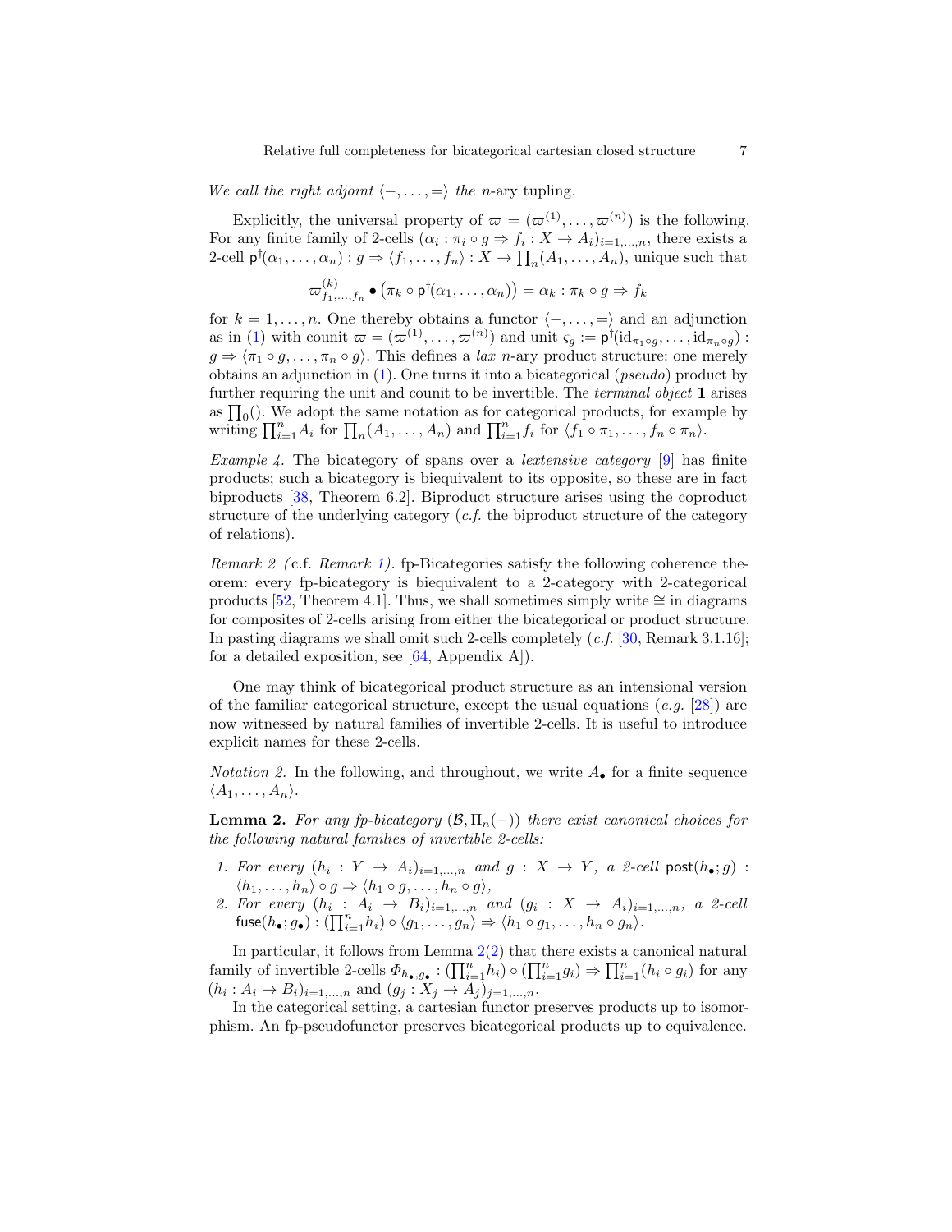*We call the right adjoint $\langle -, \ldots, = \rangle$ the n*-ary *tupling.*

Explicitly, the universal property of $\varpi = (\varpi^{(1)}, \ldots, \varpi^{(n)})$ is the following. For any finite family of 2-cells $(\alpha_i : \pi_i \circ g \Rightarrow f_i : X \to A_i)_{i=1,\ldots,n}$, there exists a 2-cell $\mathsf{p}^\dagger(\alpha_1, \ldots, \alpha_n) : g \Rightarrow \langle f_1, \ldots, f_n \rangle : X \to \prod_n(A_1, \ldots, A_n)$, unique such that

$$\varpi^{(k)}_{f_1,\ldots,f_n} \bullet \left(\pi_k \circ \mathsf{p}^\dagger(\alpha_1, \ldots, \alpha_n)\right) = \alpha_k : \pi_k \circ g \Rightarrow f_k$$

for $k = 1, \ldots, n$. One thereby obtains a functor $\langle -, \ldots, = \rangle$ and an adjunction as in (1) with counit $\varpi = (\varpi^{(1)}, \ldots, \varpi^{(n)})$ and unit $\varsigma_g := \mathsf{p}^\dagger(\mathrm{id}_{\pi_1 \circ g}, \ldots, \mathrm{id}_{\pi_n \circ g}) : g \Rightarrow \langle \pi_1 \circ g, \ldots, \pi_n \circ g \rangle$. This defines a *lax* $n$-ary product structure: one merely obtains an adjunction in (1). One turns it into a bicategorical (*pseudo*) product by further requiring the unit and counit to be invertible. The *terminal object* $\mathbf{1}$ arises as $\prod_0()$. We adopt the same notation as for categorical products, for example by writing $\prod_{i=1}^n A_i$ for $\prod_n(A_1, \ldots, A_n)$ and $\prod_{i=1}^n f_i$ for $\langle f_1 \circ \pi_1, \ldots, f_n \circ \pi_n \rangle$.

*Example 4.* The bicategory of spans over a *lextensive category* [9] has finite products; such a bicategory is biequivalent to its opposite, so these are in fact biproducts [38, Theorem 6.2]. Biproduct structure arises using the coproduct structure of the underlying category (*c.f.* the biproduct structure of the category of relations).

*Remark 2 (*c.f. *Remark 1).* fp-Bicategories satisfy the following coherence theorem: every fp-bicategory is biequivalent to a 2-category with 2-categorical products [52, Theorem 4.1]. Thus, we shall sometimes simply write $\cong$ in diagrams for composites of 2-cells arising from either the bicategorical or product structure. In pasting diagrams we shall omit such 2-cells completely (*c.f.* [30, Remark 3.1.16]; for a detailed exposition, see [64, Appendix A]).

One may think of bicategorical product structure as an intensional version of the familiar categorical structure, except the usual equations (*e.g.* [28]) are now witnessed by natural families of invertible 2-cells. It is useful to introduce explicit names for these 2-cells.

*Notation 2.* In the following, and throughout, we write $A_\bullet$ for a finite sequence $\langle A_1, \ldots, A_n \rangle$.

**Lemma 2.** *For any fp-bicategory $(\mathcal{B}, \Pi_n(-))$ there exist canonical choices for the following natural families of invertible 2-cells:*

1. *For every $(h_i : Y \to A_i)_{i=1,\ldots,n}$ and $g : X \to Y$, a 2-cell $\mathsf{post}(h_\bullet; g) : \langle h_1, \ldots, h_n \rangle \circ g \Rightarrow \langle h_1 \circ g, \ldots, h_n \circ g \rangle$,*
2. *For every $(h_i : A_i \to B_i)_{i=1,\ldots,n}$ and $(g_i : X \to A_i)_{i=1,\ldots,n}$, a 2-cell $\mathsf{fuse}(h_\bullet; g_\bullet) : (\prod_{i=1}^n h_i) \circ \langle g_1, \ldots, g_n \rangle \Rightarrow \langle h_1 \circ g_1, \ldots, h_n \circ g_n \rangle$.*

In particular, it follows from Lemma 2(2) that there exists a canonical natural family of invertible 2-cells $\Phi_{h_\bullet, g_\bullet} : (\prod_{i=1}^n h_i) \circ (\prod_{i=1}^n g_i) \Rightarrow \prod_{i=1}^n (h_i \circ g_i)$ for any $(h_i : A_i \to B_i)_{i=1,\ldots,n}$ and $(g_j : X_j \to A_j)_{j=1,\ldots,n}$.

In the categorical setting, a cartesian functor preserves products up to isomorphism. An fp-pseudofunctor preserves bicategorical products up to equivalence.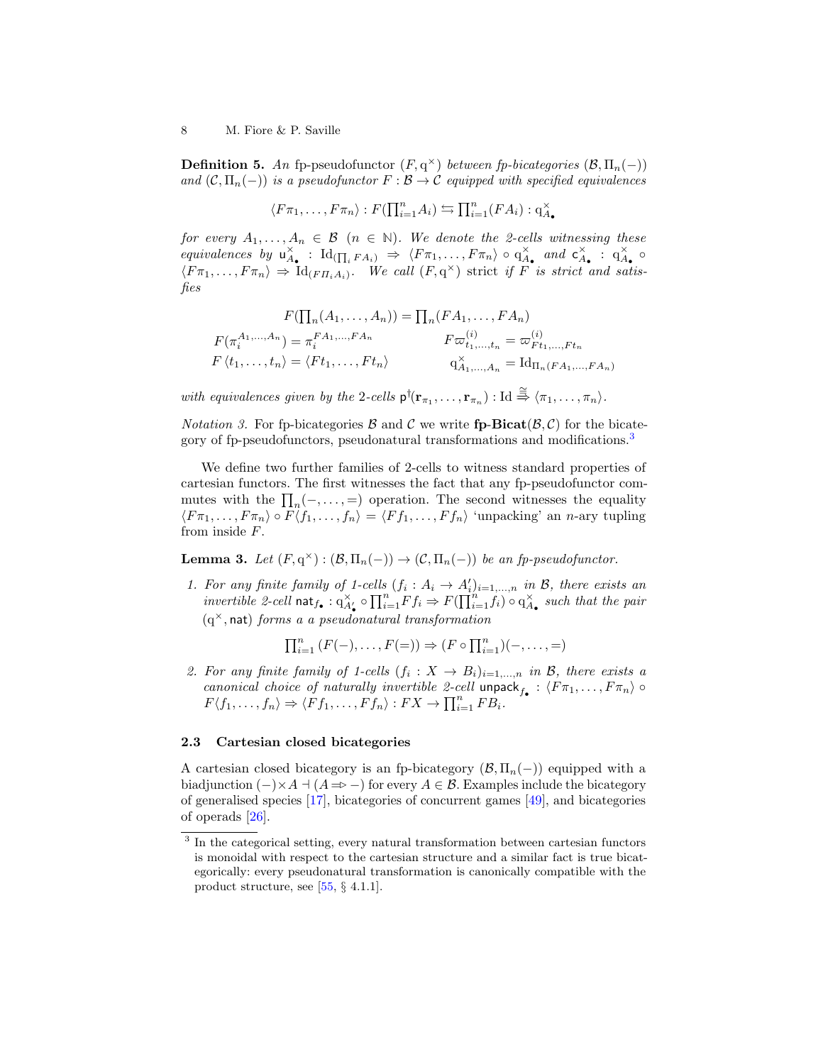**Definition 5.** *An* fp-pseudofunctor $(F, \mathrm{q}^{\times})$ *between fp-bicategories* $(\mathcal{B}, \Pi_n(-))$ *and* $(\mathcal{C}, \Pi_n(-))$ *is a pseudofunctor* $F : \mathcal{B} \to \mathcal{C}$ *equipped with specified equivalences*

$$\langle F\pi_1, \ldots, F\pi_n \rangle : F(\textstyle\prod_{i=1}^{n} A_i) \leftrightarrows \prod_{i=1}^{n}(FA_i) : \mathrm{q}^{\times}_{A_\bullet}$$

*for every* $A_1, \ldots, A_n \in \mathcal{B}$ $(n \in \mathbb{N})$*. We denote the 2-cells witnessing these equivalences by* $\mathsf{u}^{\times}_{A_\bullet} : \mathrm{Id}_{(\prod_i FA_i)} \Rightarrow \langle F\pi_1, \ldots, F\pi_n \rangle \circ \mathrm{q}^{\times}_{A_\bullet}$ *and* $\mathsf{c}^{\times}_{A_\bullet} : \mathrm{q}^{\times}_{A_\bullet} \circ \langle F\pi_1, \ldots, F\pi_n \rangle \Rightarrow \mathrm{Id}_{(F\Pi_i A_i)}$*. We call* $(F, \mathrm{q}^{\times})$ strict *if* $F$ *is strict and satisfies*

$$F(\textstyle\prod_n(A_1, \ldots, A_n)) = \prod_n(FA_1, \ldots, FA_n)$$

$$F(\pi_i^{A_1,\ldots,A_n}) = \pi_i^{FA_1,\ldots,FA_n} \qquad F\varpi^{(i)}_{t_1,\ldots,t_n} = \varpi^{(i)}_{Ft_1,\ldots,Ft_n}$$

$$F\langle t_1, \ldots, t_n \rangle = \langle Ft_1, \ldots, Ft_n \rangle \qquad \mathrm{q}^{\times}_{A_1,\ldots,A_n} = \mathrm{Id}_{\Pi_n(FA_1,\ldots,FA_n)}$$

*with equivalences given by the 2-cells* $\mathsf{p}^{\dagger}(\mathbf{r}_{\pi_1}, \ldots, \mathbf{r}_{\pi_n}) : \mathrm{Id} \overset{\cong}{\Rightarrow} \langle \pi_1, \ldots, \pi_n \rangle$.

*Notation 3.* For fp-bicategories $\mathcal{B}$ and $\mathcal{C}$ we write $\mathbf{fp\text{-}Bicat}(\mathcal{B}, \mathcal{C})$ for the bicategory of fp-pseudofunctors, pseudonatural transformations and modifications.[3]

We define two further families of 2-cells to witness standard properties of cartesian functors. The first witnesses the fact that any fp-pseudofunctor commutes with the $\prod_n(-, \ldots, =)$ operation. The second witnesses the equality $\langle F\pi_1, \ldots, F\pi_n \rangle \circ F\langle f_1, \ldots, f_n \rangle = \langle Ff_1, \ldots, Ff_n \rangle$ 'unpacking' an $n$-ary tupling from inside $F$.

**Lemma 3.** *Let* $(F, \mathrm{q}^{\times}) : (\mathcal{B}, \Pi_n(-)) \to (\mathcal{C}, \Pi_n(-))$ *be an fp-pseudofunctor.*

1. *For any finite family of 1-cells* $(f_i : A_i \to A'_i)_{i=1,\ldots,n}$ *in* $\mathcal{B}$*, there exists an invertible 2-cell* $\mathsf{nat}_{f_\bullet} : \mathrm{q}^{\times}_{A'_\bullet} \circ \prod_{i=1}^{n} Ff_i \Rightarrow F(\prod_{i=1}^{n} f_i) \circ \mathrm{q}^{\times}_{A_\bullet}$ *such that the pair* $(\mathrm{q}^{\times}, \mathsf{nat})$ *forms a a pseudonatural transformation*

$$\textstyle\prod_{i=1}^{n}(F(-), \ldots, F(=)) \Rightarrow (F \circ \prod_{i=1}^{n})(-, \ldots, =)$$

2. *For any finite family of 1-cells* $(f_i : X \to B_i)_{i=1,\ldots,n}$ *in* $\mathcal{B}$*, there exists a canonical choice of naturally invertible 2-cell* $\mathsf{unpack}_{f_\bullet} : \langle F\pi_1, \ldots, F\pi_n \rangle \circ F\langle f_1, \ldots, f_n \rangle \Rightarrow \langle Ff_1, \ldots, Ff_n \rangle : FX \to \prod_{i=1}^{n} FB_i$.

### 2.3 Cartesian closed bicategories

A cartesian closed bicategory is an fp-bicategory $(\mathcal{B}, \Pi_n(-))$ equipped with a biadjunction $(-)\times A \dashv (A \Rightarrow -)$ for every $A \in \mathcal{B}$. Examples include the bicategory of generalised species [17], bicategories of concurrent games [49], and bicategories of operads [26].

[3] In the categorical setting, every natural transformation between cartesian functors is monoidal with respect to the cartesian structure and a similar fact is true bicategorically: every pseudonatural transformation is canonically compatible with the product structure, see [55, § 4.1.1].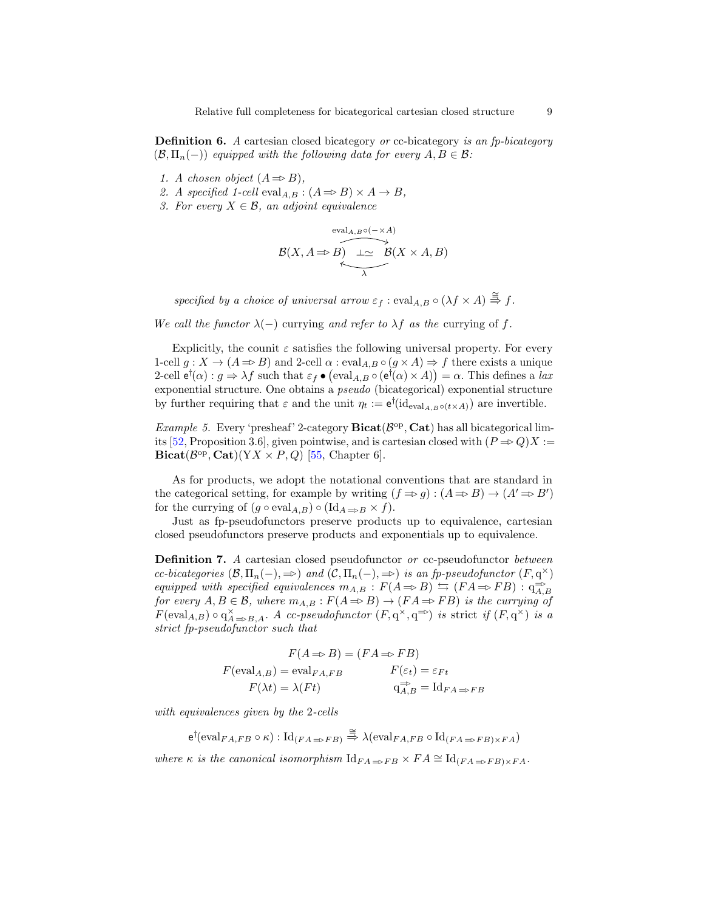**Definition 6.** *A* cartesian closed bicategory *or* cc-bicategory *is an fp-bicategory* $(\mathcal{B}, \Pi_n(-))$ *equipped with the following data for every* $A, B \in \mathcal{B}$*:*

1. *A chosen object* $(A \Rightarrow B)$*,*
2. *A specified 1-cell* $\mathrm{eval}_{A,B} : (A \Rightarrow B) \times A \to B$*,*
3. *For every* $X \in \mathcal{B}$*, an adjoint equivalence*

$$\mathcal{B}(X, A \Rightarrow B) \underset{\lambda}{\overset{\mathrm{eval}_{A,B} \circ (- \times A)}{\rightleftarrows}} \mathcal{B}(X \times A, B) \qquad \bot\simeq$$

*specified by a choice of universal arrow* $\varepsilon_f : \mathrm{eval}_{A,B} \circ (\lambda f \times A) \overset{\cong}{\Rightarrow} f$*.*

*We call the functor* $\lambda(-)$ *currying and refer to* $\lambda f$ *as the* currying *of* $f$*.*

Explicitly, the counit $\varepsilon$ satisfies the following universal property. For every 1-cell $g : X \to (A \Rightarrow B)$ and 2-cell $\alpha : \mathrm{eval}_{A,B} \circ (g \times A) \Rightarrow f$ there exists a unique 2-cell $\mathsf{e}^\dagger(\alpha) : g \Rightarrow \lambda f$ such that $\varepsilon_f \bullet \big(\mathrm{eval}_{A,B} \circ (\mathsf{e}^\dagger(\alpha) \times A)\big) = \alpha$. This defines a *lax* exponential structure. One obtains a *pseudo* (bicategorical) exponential structure by further requiring that $\varepsilon$ and the unit $\eta_t := \mathsf{e}^\dagger(\mathrm{id}_{\mathrm{eval}_{A,B} \circ (t \times A)})$ are invertible.

*Example 5.* Every 'presheaf' 2-category $\mathbf{Bicat}(\mathcal{B}^{\mathrm{op}}, \mathbf{Cat})$ has all bicategorical limits [52, Proposition 3.6], given pointwise, and is cartesian closed with $(P \Rightarrow Q)X := \mathbf{Bicat}(\mathcal{B}^{\mathrm{op}}, \mathbf{Cat})(\mathrm{Y}X \times P, Q)$ [55, Chapter 6].

As for products, we adopt the notational conventions that are standard in the categorical setting, for example by writing $(f \Rightarrow g) : (A \Rightarrow B) \to (A' \Rightarrow B')$ for the currying of $(g \circ \mathrm{eval}_{A,B}) \circ (\mathrm{Id}_{A \Rightarrow B} \times f)$.

Just as fp-pseudofunctors preserve products up to equivalence, cartesian closed pseudofunctors preserve products and exponentials up to equivalence.

**Definition 7.** *A* cartesian closed pseudofunctor *or* cc-pseudofunctor *between cc-bicategories* $(\mathcal{B}, \Pi_n(-), \Rightarrow)$ *and* $(\mathcal{C}, \Pi_n(-), \Rightarrow)$ *is an fp-pseudofunctor* $(F, \mathrm{q}^\times)$ *equipped with specified equivalences* $m_{A,B} : F(A \Rightarrow B) \leftrightarrows (FA \Rightarrow FB) : \mathrm{q}^{\Rightarrow}_{A,B}$ *for every* $A, B \in \mathcal{B}$*, where* $m_{A,B} : F(A \Rightarrow B) \to (FA \Rightarrow FB)$ *is the currying of* $F(\mathrm{eval}_{A,B}) \circ \mathrm{q}^\times_{A \Rightarrow B, A}$*. A cc-pseudofunctor* $(F, \mathrm{q}^\times, \mathrm{q}^{\Rightarrow})$ *is* strict *if* $(F, \mathrm{q}^\times)$ *is a strict fp-pseudofunctor such that*

$$\begin{gathered} F(A \Rightarrow B) = (FA \Rightarrow FB) \\ F(\mathrm{eval}_{A,B}) = \mathrm{eval}_{FA,FB} \qquad\qquad F(\varepsilon_t) = \varepsilon_{Ft} \\ F(\lambda t) = \lambda(Ft) \qquad\qquad \mathrm{q}^{\Rightarrow}_{A,B} = \mathrm{Id}_{FA \Rightarrow FB} \end{gathered}$$

*with equivalences given by the 2-cells*

$$\mathsf{e}^\dagger(\mathrm{eval}_{FA,FB} \circ \kappa) : \mathrm{Id}_{(FA \Rightarrow FB)} \overset{\cong}{\Rightarrow} \lambda(\mathrm{eval}_{FA,FB} \circ \mathrm{Id}_{(FA \Rightarrow FB) \times FA})$$

*where* $\kappa$ *is the canonical isomorphism* $\mathrm{Id}_{FA \Rightarrow FB} \times FA \cong \mathrm{Id}_{(FA \Rightarrow FB) \times FA}$*.*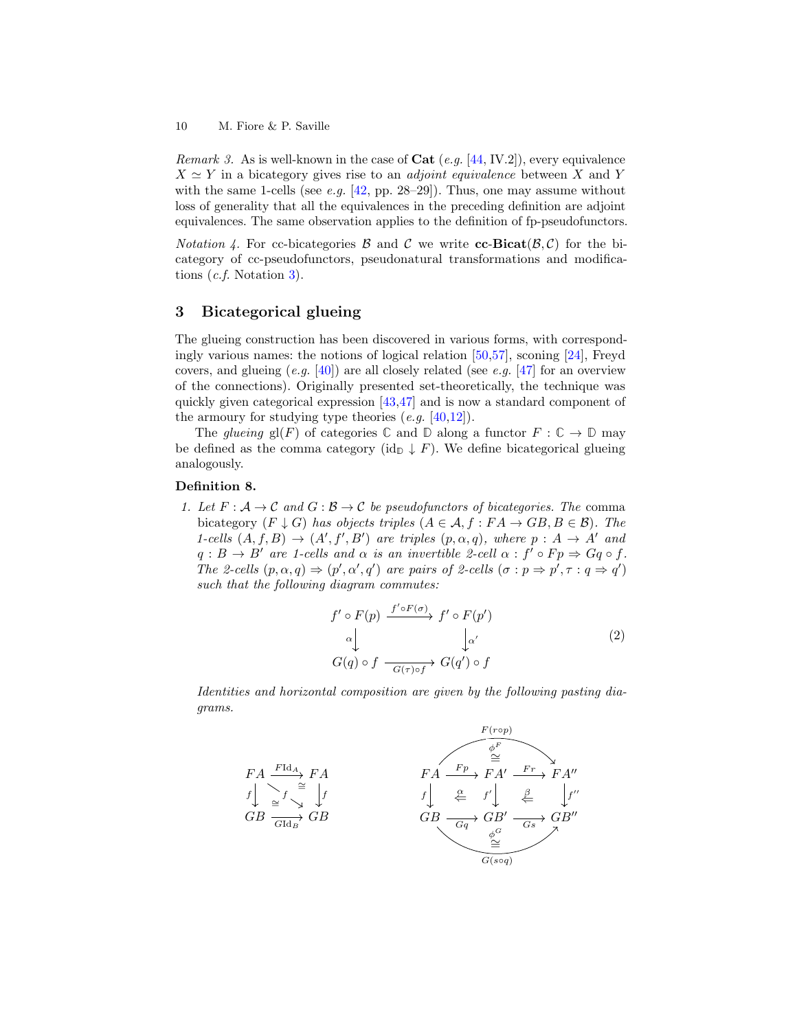*Remark 3.* As is well-known in the case of **Cat** (*e.g.* [44, IV.2]), every equivalence $X \simeq Y$ in a bicategory gives rise to an *adjoint equivalence* between $X$ and $Y$ with the same 1-cells (see *e.g.* [42, pp. 28–29]). Thus, one may assume without loss of generality that all the equivalences in the preceding definition are adjoint equivalences. The same observation applies to the definition of fp-pseudofunctors.

*Notation 4.* For cc-bicategories $\mathcal{B}$ and $\mathcal{C}$ we write $\mathbf{cc\text{-}Bicat}(\mathcal{B}, \mathcal{C})$ for the bicategory of cc-pseudofunctors, pseudonatural transformations and modifications (*c.f.* Notation 3).

## 3 Bicategorical glueing

The glueing construction has been discovered in various forms, with correspondingly various names: the notions of logical relation [50,57], sconing [24], Freyd covers, and glueing (*e.g.* [40]) are all closely related (see *e.g.* [47] for an overview of the connections). Originally presented set-theoretically, the technique was quickly given categorical expression [43,47] and is now a standard component of the armoury for studying type theories (*e.g.* [40,12]).

The *glueing* $\mathrm{gl}(F)$ of categories $\mathbb{C}$ and $\mathbb{D}$ along a functor $F : \mathbb{C} \to \mathbb{D}$ may be defined as the comma category $(\mathrm{id}_{\mathbb{D}} \downarrow F)$. We define bicategorical glueing analogously.

**Definition 8.**

1. *Let $F : \mathcal{A} \to \mathcal{C}$ and $G : \mathcal{B} \to \mathcal{C}$ be pseudofunctors of bicategories. The* comma bicategory *$(F \downarrow G)$ has objects triples $(A \in \mathcal{A}, f : FA \to GB, B \in \mathcal{B})$. The 1-cells $(A, f, B) \to (A', f', B')$ are triples $(p, \alpha, q)$, where $p : A \to A'$ and $q : B \to B'$ are 1-cells and $\alpha$ is an invertible 2-cell $\alpha : f' \circ Fp \Rightarrow Gq \circ f$. The 2-cells $(p, \alpha, q) \Rightarrow (p', \alpha', q')$ are pairs of 2-cells $(\sigma : p \Rightarrow p', \tau : q \Rightarrow q')$ such that the following diagram commutes:*

$$\begin{array}{ccc} f' \circ F(p) & \xrightarrow{f' \circ F(\sigma)} & f' \circ F(p') \\ {\scriptstyle \alpha}\downarrow & & \downarrow{\scriptstyle \alpha'} \\ G(q) \circ f & \xrightarrow[G(\tau) \circ f]{} & G(q') \circ f \end{array} \tag{2}$$

*Identities and horizontal composition are given by the following pasting diagrams.*

$$\begin{array}{ccc} FA & \xrightarrow{F\mathrm{Id}_A} & FA \\ {\scriptstyle f}\downarrow & \searrow^{f} \; \cong & \downarrow{\scriptstyle f} \\ GB & \xrightarrow[G\mathrm{Id}_B]{} & GB \end{array} \qquad \begin{array}{ccccc} & & \overset{F(r \circ p)}{\phi^F \; \cong} & & \\ FA & \xrightarrow{Fp} & FA' & \xrightarrow{Fr} & FA'' \\ {\scriptstyle f}\downarrow & \overset{\alpha}{\Leftarrow} & {\scriptstyle f'}\downarrow & \overset{\beta}{\Leftarrow} & \downarrow{\scriptstyle f''} \\ GB & \xrightarrow[Gq]{} & GB' & \xrightarrow[Gs]{} & GB'' \\ & & \underset{G(s \circ q)}{\phi^G \; \cong} & & \end{array}$$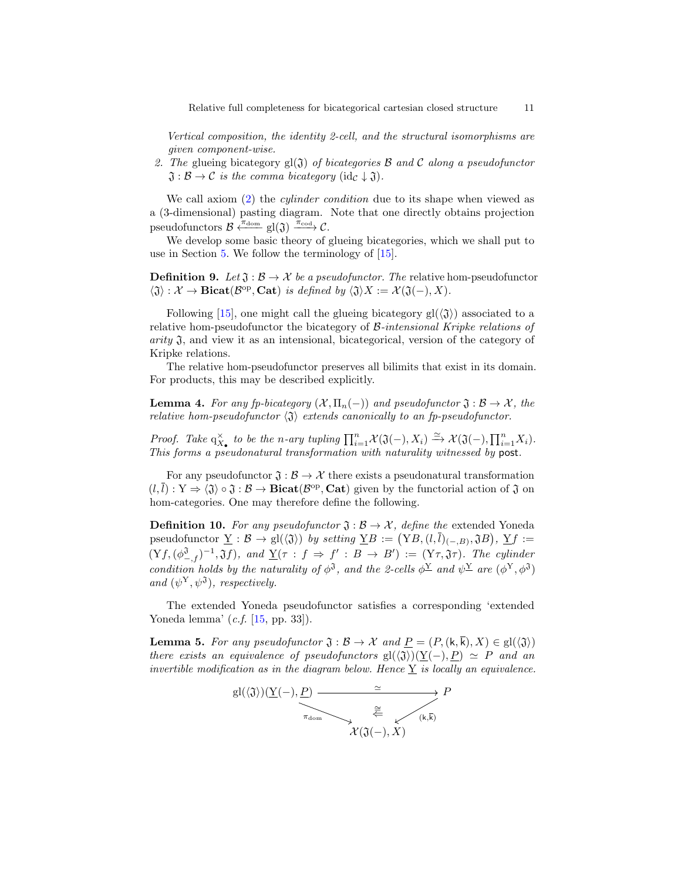*Vertical composition, the identity 2-cell, and the structural isomorphisms are given component-wise.*

2. *The* glueing bicategory $\mathrm{gl}(\mathfrak{J})$ *of bicategories* $\mathcal{B}$ *and* $\mathcal{C}$ *along a pseudofunctor* $\mathfrak{J} : \mathcal{B} \to \mathcal{C}$ *is the comma bicategory* $(\mathrm{id}_{\mathcal{C}} \downarrow \mathfrak{J})$.

We call axiom (2) the *cylinder condition* due to its shape when viewed as a (3-dimensional) pasting diagram. Note that one directly obtains projection pseudofunctors $\mathcal{B} \xleftarrow{\pi_{\mathrm{dom}}} \mathrm{gl}(\mathfrak{J}) \xrightarrow{\pi_{\mathrm{cod}}} \mathcal{C}$.

We develop some basic theory of glueing bicategories, which we shall put to use in Section 5. We follow the terminology of [15].

**Definition 9.** *Let* $\mathfrak{J} : \mathcal{B} \to \mathcal{X}$ *be a pseudofunctor. The* relative hom-pseudofunctor $\langle \mathfrak{J} \rangle : \mathcal{X} \to \mathbf{Bicat}(\mathcal{B}^{\mathrm{op}}, \mathbf{Cat})$ *is defined by* $\langle \mathfrak{J} \rangle X := \mathcal{X}(\mathfrak{J}(-), X)$.

Following [15], one might call the glueing bicategory $\mathrm{gl}(\langle \mathfrak{J} \rangle)$ associated to a relative hom-pseudofunctor the bicategory of $\mathcal{B}$-*intensional Kripke relations of arity* $\mathfrak{J}$, and view it as an intensional, bicategorical, version of the category of Kripke relations.

The relative hom-pseudofunctor preserves all bilimits that exist in its domain. For products, this may be described explicitly.

**Lemma 4.** *For any fp-bicategory* $(\mathcal{X}, \Pi_n(-))$ *and pseudofunctor* $\mathfrak{J} : \mathcal{B} \to \mathcal{X}$*, the relative hom-pseudofunctor* $\langle \mathfrak{J} \rangle$ *extends canonically to an fp-pseudofunctor.*

*Proof.* *Take* $\mathrm{q}^{\times}_{X_\bullet}$ *to be the* $n$*-ary tupling* $\prod_{i=1}^{n} \mathcal{X}(\mathfrak{J}(-), X_i) \xrightarrow{\simeq} \mathcal{X}(\mathfrak{J}(-), \prod_{i=1}^{n} X_i)$. *This forms a pseudonatural transformation with naturality witnessed by* $\mathsf{post}$.

For any pseudofunctor $\mathfrak{J} : \mathcal{B} \to \mathcal{X}$ there exists a pseudonatural transformation $(l, \bar{l}) : \mathrm{Y} \Rightarrow \langle \mathfrak{J} \rangle \circ \mathfrak{J} : \mathcal{B} \to \mathbf{Bicat}(\mathcal{B}^{\mathrm{op}}, \mathbf{Cat})$ given by the functorial action of $\mathfrak{J}$ on hom-categories. One may therefore define the following.

**Definition 10.** *For any pseudofunctor* $\mathfrak{J} : \mathcal{B} \to \mathcal{X}$*, define the* extended Yoneda pseudofunctor $\underline{\mathrm{Y}} : \mathcal{B} \to \mathrm{gl}(\langle \mathfrak{J} \rangle)$ *by setting* $\underline{\mathrm{Y}}B := \big(\mathrm{Y}B, (l, \bar{l})_{(-,B)}, \mathfrak{J}B\big)$, $\underline{\mathrm{Y}}f := (\mathrm{Y}f, (\phi^{\mathfrak{J}}_{-,f})^{-1}, \mathfrak{J}f)$*, and* $\underline{\mathrm{Y}}(\tau : f \Rightarrow f' : B \to B') := (\mathrm{Y}\tau, \mathfrak{J}\tau)$. *The cylinder condition holds by the naturality of* $\phi^{\mathfrak{J}}$*, and the 2-cells* $\phi^{\underline{\mathrm{Y}}}$ *and* $\psi^{\underline{\mathrm{Y}}}$ *are* $(\phi^{\mathrm{Y}}, \phi^{\mathfrak{J}})$ *and* $(\psi^{\mathrm{Y}}, \psi^{\mathfrak{J}})$*, respectively.*

The extended Yoneda pseudofunctor satisfies a corresponding 'extended Yoneda lemma' (*c.f.* [15, pp. 33]).

**Lemma 5.** *For any pseudofunctor* $\mathfrak{J} : \mathcal{B} \to \mathcal{X}$ *and* $\underline{P} = (P, (\mathsf{k}, \bar{\mathsf{k}}), X) \in \mathrm{gl}(\langle \mathfrak{J} \rangle)$ *there exists an equivalence of pseudofunctors* $\mathrm{gl}(\langle \mathfrak{J} \rangle)(\underline{\mathrm{Y}}(-), \underline{P}) \simeq P$ *and an invertible modification as in the diagram below. Hence* $\underline{\mathrm{Y}}$ *is locally an equivalence.*

$$\begin{array}{ccc} \mathrm{gl}(\langle \mathfrak{J} \rangle)(\underline{\mathrm{Y}}(-), \underline{P}) & \xrightarrow{\quad\simeq\quad} & P \\ & \pi_{\mathrm{dom}} \searrow \quad \overset{\cong}{\Leftarrow} \quad \swarrow (\mathsf{k}, \bar{\mathsf{k}}) & \\ & \mathcal{X}(\mathfrak{J}(-), X) & \end{array}$$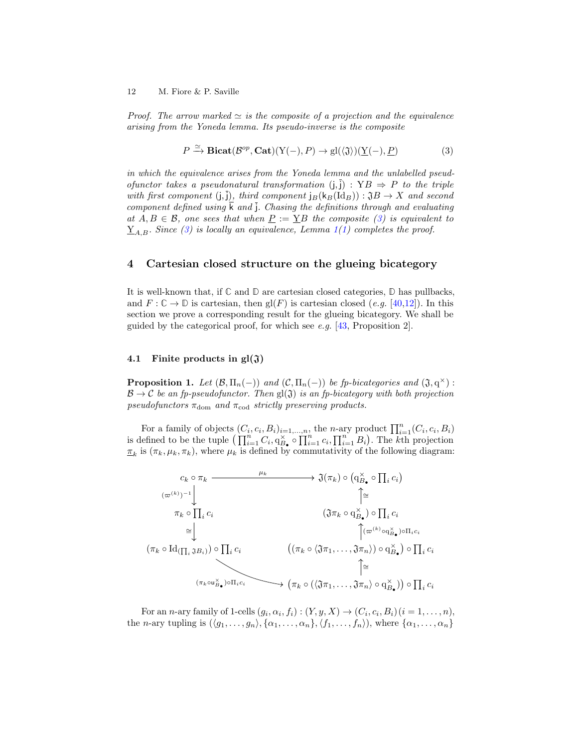*Proof.* *The arrow marked $\simeq$ is the composite of a projection and the equivalence arising from the Yoneda lemma. Its pseudo-inverse is the composite*

$$P \xrightarrow{\simeq} \mathbf{Bicat}(\mathcal{B}^{op}, \mathbf{Cat})(\mathrm{Y}(-), P) \to \mathrm{gl}(\langle \mathfrak{J} \rangle)(\underline{\mathrm{Y}}(-), \underline{P}) \tag{3}$$

*in which the equivalence arises from the Yoneda lemma and the unlabelled pseudofunctor takes a pseudonatural transformation $(\mathsf{j}, \bar{\mathsf{j}}) : \mathrm{Y}B \Rightarrow P$ to the triple with first component $(\mathsf{j}, \bar{\mathsf{j}})$, third component $\mathsf{j}_B(\mathsf{k}_B(\mathrm{Id}_B)) : \mathfrak{J}B \to X$ and second component defined using $\bar{\mathsf{k}}$ and $\bar{\mathsf{j}}$. Chasing the definitions through and evaluating at $A, B \in \mathcal{B}$, one sees that when $\underline{P} := \underline{\mathrm{Y}}B$ the composite (3) is equivalent to $\underline{\mathrm{Y}}_{A,B}$. Since (3) is locally an equivalence, Lemma 1(1) completes the proof.*

## 4 Cartesian closed structure on the glueing bicategory

It is well-known that, if $\mathbb{C}$ and $\mathbb{D}$ are cartesian closed categories, $\mathbb{D}$ has pullbacks, and $F : \mathbb{C} \to \mathbb{D}$ is cartesian, then $\mathrm{gl}(F)$ is cartesian closed (*e.g.* [40,12]). In this section we prove a corresponding result for the glueing bicategory. We shall be guided by the categorical proof, for which see *e.g.* [43, Proposition 2].

### 4.1 Finite products in $\mathrm{gl}(\mathfrak{J})$

**Proposition 1.** *Let $(\mathcal{B}, \Pi_n(-))$ and $(\mathcal{C}, \Pi_n(-))$ be fp-bicategories and $(\mathfrak{J}, \mathrm{q}^\times) : \mathcal{B} \to \mathcal{C}$ be an fp-pseudofunctor. Then $\mathrm{gl}(\mathfrak{J})$ is an fp-bicategory with both projection pseudofunctors $\pi_{\mathrm{dom}}$ and $\pi_{\mathrm{cod}}$ strictly preserving products.*

For a family of objects $(C_i, c_i, B_i)_{i=1,\ldots,n}$, the $n$-ary product $\prod_{i=1}^n (C_i, c_i, B_i)$ is defined to be the tuple $\left(\prod_{i=1}^n C_i, \mathrm{q}^\times_{B_\bullet} \circ \prod_{i=1}^n c_i, \prod_{i=1}^n B_i\right)$. The $k$th projection $\underline{\pi}_k$ is $(\pi_k, \mu_k, \pi_k)$, where $\mu_k$ is defined by commutativity of the following diagram:

$$
\begin{array}{ccc}
c_k \circ \pi_k & \xrightarrow{\quad \mu_k \quad} & \mathfrak{J}(\pi_k) \circ \left(\mathrm{q}^\times_{B_\bullet} \circ \prod_i c_i\right) \\
\big\downarrow {\scriptstyle (\varpi^{(k)})^{-1}} & & \big\uparrow {\scriptstyle \cong} \\
\pi_k \circ \prod_i c_i & & \left(\mathfrak{J}\pi_k \circ \mathrm{q}^\times_{B_\bullet}\right) \circ \prod_i c_i \\
\big\downarrow {\scriptstyle \cong} & & \big\uparrow {\scriptstyle (\varpi^{(k)} \circ \mathrm{q}^\times_{B_\bullet}) \circ \Pi_i c_i} \\
\left(\pi_k \circ \mathrm{Id}_{(\prod_i \mathfrak{J}B_i)}\right) \circ \prod_i c_i & & \left(\left(\pi_k \circ \langle \mathfrak{J}\pi_1, \ldots, \mathfrak{J}\pi_n \rangle\right) \circ \mathrm{q}^\times_{B_\bullet}\right) \circ \prod_i c_i \\
 & \searrow {\scriptstyle (\pi_k \circ \mathrm{u}^\times_{B_\bullet}) \circ \Pi_i c_i} & \big\uparrow {\scriptstyle \cong} \\
 & & \left(\pi_k \circ \left(\langle \mathfrak{J}\pi_1, \ldots, \mathfrak{J}\pi_n \rangle \circ \mathrm{q}^\times_{B_\bullet}\right)\right) \circ \prod_i c_i
\end{array}
$$

For an $n$-ary family of 1-cells $(g_i, \alpha_i, f_i) : (Y, y, X) \to (C_i, c_i, B_i)\,(i = 1, \ldots, n)$, the $n$-ary tupling is $(\langle g_1, \ldots, g_n \rangle, \{\alpha_1, \ldots, \alpha_n\}, \langle f_1, \ldots, f_n \rangle)$, where $\{\alpha_1, \ldots, \alpha_n\}$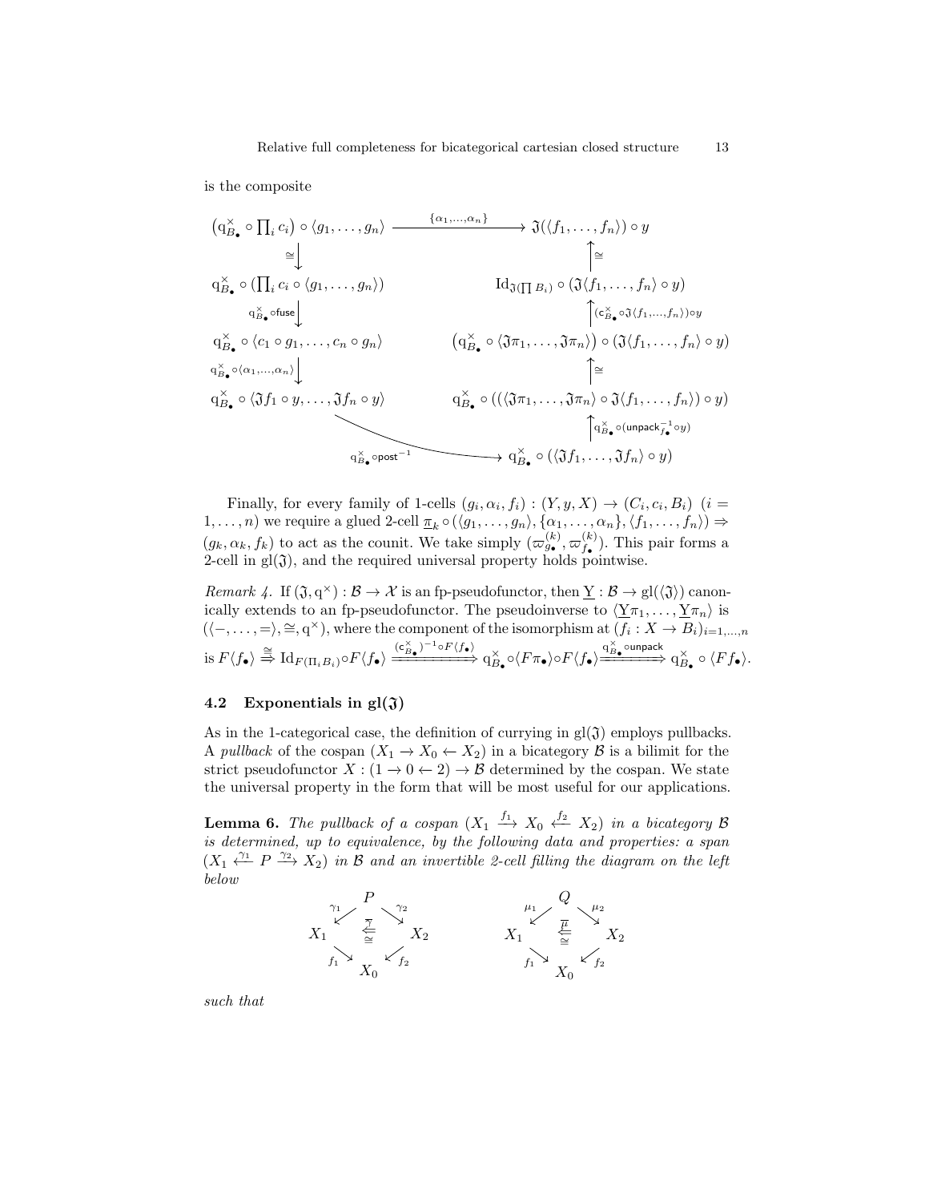is the composite

$$
\begin{array}{ccc}
\left(\mathrm{q}^{\times}_{B_\bullet} \circ \prod_i c_i\right) \circ \langle g_1, \ldots, g_n\rangle & \xrightarrow{\{\alpha_1,\ldots,\alpha_n\}} & \mathfrak{J}(\langle f_1, \ldots, f_n\rangle) \circ y \\
\cong \big\downarrow & & \big\uparrow \cong \\
\mathrm{q}^{\times}_{B_\bullet} \circ \left(\prod_i c_i \circ \langle g_1, \ldots, g_n\rangle\right) & & \mathrm{Id}_{\mathfrak{J}(\prod B_i)} \circ \left(\mathfrak{J}\langle f_1, \ldots, f_n\rangle \circ y\right) \\
\mathrm{q}^{\times}_{B_\bullet} \circ \mathsf{fuse} \big\downarrow & & \big\uparrow (\mathsf{c}^{\times}_{B_\bullet} \circ \mathfrak{J}\langle f_1,\ldots,f_n\rangle) \circ y \\
\mathrm{q}^{\times}_{B_\bullet} \circ \langle c_1 \circ g_1, \ldots, c_n \circ g_n\rangle & & \left(\mathrm{q}^{\times}_{B_\bullet} \circ \langle \mathfrak{J}\pi_1, \ldots, \mathfrak{J}\pi_n\rangle\right) \circ \left(\mathfrak{J}\langle f_1, \ldots, f_n\rangle \circ y\right) \\
\mathrm{q}^{\times}_{B_\bullet} \circ \langle \alpha_1,\ldots,\alpha_n\rangle \big\downarrow & & \big\uparrow \cong \\
\mathrm{q}^{\times}_{B_\bullet} \circ \langle \mathfrak{J}f_1 \circ y, \ldots, \mathfrak{J}f_n \circ y\rangle & & \mathrm{q}^{\times}_{B_\bullet} \circ \left(\left(\langle \mathfrak{J}\pi_1, \ldots, \mathfrak{J}\pi_n\rangle \circ \mathfrak{J}\langle f_1, \ldots, f_n\rangle\right) \circ y\right) \\
& & \big\uparrow \mathrm{q}^{\times}_{B_\bullet} \circ (\mathsf{unpack}^{-1}_{f_\bullet} \circ y) \\
& \xrightarrow{\mathrm{q}^{\times}_{B_\bullet} \circ \mathsf{post}^{-1}} & \mathrm{q}^{\times}_{B_\bullet} \circ \left(\langle \mathfrak{J}f_1, \ldots, \mathfrak{J}f_n\rangle \circ y\right)
\end{array}
$$

Finally, for every family of 1-cells $(g_i, \alpha_i, f_i) : (Y, y, X) \to (C_i, c_i, B_i)$ $(i = 1, \ldots, n)$ we require a glued 2-cell $\underline{\pi}_k \circ (\langle g_1, \ldots, g_n\rangle, \{\alpha_1, \ldots, \alpha_n\}, \langle f_1, \ldots, f_n\rangle) \Rightarrow (g_k, \alpha_k, f_k)$ to act as the counit. We take simply $(\varpi^{(k)}_{g_\bullet}, \varpi^{(k)}_{f_\bullet})$. This pair forms a 2-cell in $\mathrm{gl}(\mathfrak{J})$, and the required universal property holds pointwise.

*Remark 4.* If $(\mathfrak{J}, \mathrm{q}^{\times}) : \mathcal{B} \to \mathcal{X}$ is an fp-pseudofunctor, then $\underline{\mathrm{Y}} : \mathcal{B} \to \mathrm{gl}(\langle \mathfrak{J}\rangle)$ canonically extends to an fp-pseudofunctor. The pseudoinverse to $\langle \underline{\mathrm{Y}}\pi_1, \ldots, \underline{\mathrm{Y}}\pi_n\rangle$ is $(\langle -, \ldots, =\rangle, \cong, \mathrm{q}^{\times})$, where the component of the isomorphism at $(f_i : X \to B_i)_{i=1,\ldots,n}$ is $F\langle f_\bullet\rangle \stackrel{\cong}{\Rightarrow} \mathrm{Id}_{F(\Pi_i B_i)} \circ F\langle f_\bullet\rangle \xRightarrow{(\mathsf{c}^{\times}_{B_\bullet})^{-1} \circ F\langle f_\bullet\rangle} \mathrm{q}^{\times}_{B_\bullet} \circ \langle F\pi_\bullet\rangle \circ F\langle f_\bullet\rangle \xRightarrow{\mathrm{q}^{\times}_{B_\bullet} \circ \mathsf{unpack}} \mathrm{q}^{\times}_{B_\bullet} \circ \langle F f_\bullet\rangle$.

### 4.2 Exponentials in $\mathrm{gl}(\mathfrak{J})$

As in the 1-categorical case, the definition of currying in $\mathrm{gl}(\mathfrak{J})$ employs pullbacks. A *pullback* of the cospan $(X_1 \to X_0 \leftarrow X_2)$ in a bicategory $\mathcal{B}$ is a bilimit for the strict pseudofunctor $X : (1 \to 0 \leftarrow 2) \to \mathcal{B}$ determined by the cospan. We state the universal property in the form that will be most useful for our applications.

**Lemma 6.** *The pullback of a cospan $(X_1 \xrightarrow{f_1} X_0 \xleftarrow{f_2} X_2)$ in a bicategory $\mathcal{B}$ is determined, up to equivalence, by the following data and properties: a span $(X_1 \xleftarrow{\gamma_1} P \xrightarrow{\gamma_2} X_2)$ in $\mathcal{B}$ and an invertible 2-cell filling the diagram on the left below*

$$
\begin{array}{ccccccc}
& P & & \qquad & & Q & \\
{\scriptstyle\gamma_1}\swarrow & & \searrow{\scriptstyle\gamma_2} & & {\scriptstyle\mu_1}\swarrow & & \searrow{\scriptstyle\mu_2} \\
X_1 & \overset{\overline{\gamma}}{\underset{\cong}{\Leftarrow}} & X_2 & & X_1 & \overset{\overline{\mu}}{\underset{\cong}{\Leftarrow}} & X_2 \\
{\scriptstyle f_1}\searrow & & \swarrow{\scriptstyle f_2} & & {\scriptstyle f_1}\searrow & & \swarrow{\scriptstyle f_2} \\
& X_0 & & & & X_0 &
\end{array}
$$

*such that*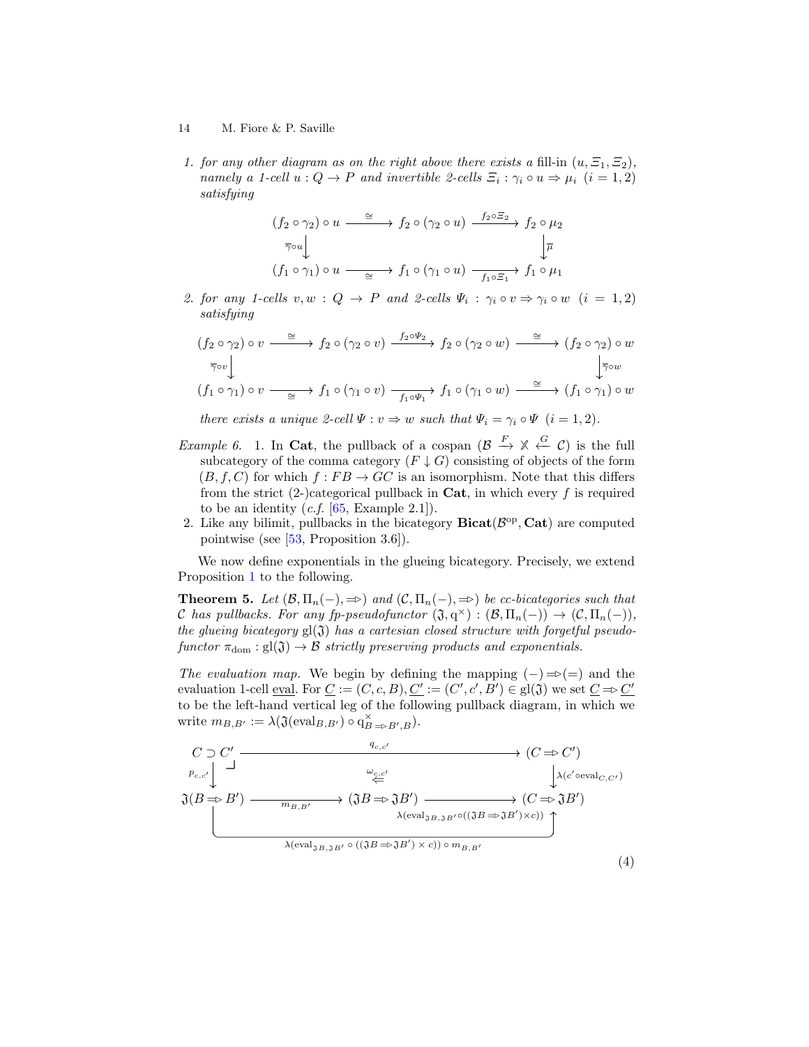1. *for any other diagram as on the right above there exists a* fill-in $(u, \Xi_1, \Xi_2)$, *namely a 1-cell* $u : Q \to P$ *and invertible 2-cells* $\Xi_i : \gamma_i \circ u \Rightarrow \mu_i$ $(i = 1, 2)$ *satisfying*

$$\begin{array}{ccccc}
(f_2 \circ \gamma_2) \circ u & \xrightarrow{\cong} & f_2 \circ (\gamma_2 \circ u) & \xrightarrow{f_2 \circ \Xi_2} & f_2 \circ \mu_2 \\
\downarrow{\scriptstyle \overline{\gamma} \circ u} & & & & \downarrow{\scriptstyle \overline{\mu}} \\
(f_1 \circ \gamma_1) \circ u & \xrightarrow[\cong]{} & f_1 \circ (\gamma_1 \circ u) & \xrightarrow[f_1 \circ \Xi_1]{} & f_1 \circ \mu_1
\end{array}$$

2. *for any 1-cells* $v, w : Q \to P$ *and 2-cells* $\Psi_i : \gamma_i \circ v \Rightarrow \gamma_i \circ w$ $(i = 1, 2)$ *satisfying*

$$\begin{array}{ccccccc}
(f_2 \circ \gamma_2) \circ v & \xrightarrow{\cong} & f_2 \circ (\gamma_2 \circ v) & \xrightarrow{f_2 \circ \Psi_2} & f_2 \circ (\gamma_2 \circ w) & \xrightarrow{\cong} & (f_2 \circ \gamma_2) \circ w \\
\downarrow{\scriptstyle \overline{\gamma} \circ v} & & & & & & \downarrow{\scriptstyle \overline{\gamma} \circ w} \\
(f_1 \circ \gamma_1) \circ v & \xrightarrow[\cong]{} & f_1 \circ (\gamma_1 \circ v) & \xrightarrow[f_1 \circ \Psi_1]{} & f_1 \circ (\gamma_1 \circ w) & \xrightarrow{\cong} & (f_1 \circ \gamma_1) \circ w
\end{array}$$

*there exists a unique 2-cell* $\Psi : v \Rightarrow w$ *such that* $\Psi_i = \gamma_i \circ \Psi$ $(i = 1, 2)$.

*Example 6.* 1. In **Cat**, the pullback of a cospan $(\mathcal{B} \xrightarrow{F} \mathbb{X} \xleftarrow{G} \mathcal{C})$ is the full subcategory of the comma category $(F \downarrow G)$ consisting of objects of the form $(B, f, C)$ for which $f : FB \to GC$ is an isomorphism. Note that this differs from the strict (2-)categorical pullback in **Cat**, in which every $f$ is required to be an identity (*c.f.* [65, Example 2.1]).

2. Like any bilimit, pullbacks in the bicategory $\mathbf{Bicat}(\mathcal{B}^{\mathrm{op}}, \mathbf{Cat})$ are computed pointwise (see [53, Proposition 3.6]).

We now define exponentials in the glueing bicategory. Precisely, we extend Proposition 1 to the following.

**Theorem 5.** *Let* $(\mathcal{B}, \Pi_n(-), \Rightarrow)$ *and* $(\mathcal{C}, \Pi_n(-), \Rightarrow)$ *be cc-bicategories such that* $\mathcal{C}$ *has pullbacks. For any fp-pseudofunctor* $(\mathfrak{J}, \mathrm{q}^{\times}) : (\mathcal{B}, \Pi_n(-)) \to (\mathcal{C}, \Pi_n(-))$, *the glueing bicategory* $\mathrm{gl}(\mathfrak{J})$ *has a cartesian closed structure with forgetful pseudofunctor* $\pi_{\mathrm{dom}} : \mathrm{gl}(\mathfrak{J}) \to \mathcal{B}$ *strictly preserving products and exponentials.*

*The evaluation map.* We begin by defining the mapping $(-) \Rightarrow (=)$ and the evaluation 1-cell $\underline{\mathrm{eval}}$. For $\underline{C} := (C, c, B), \underline{C'} := (C', c', B') \in \mathrm{gl}(\mathfrak{J})$ we set $\underline{C} \Rightarrow \underline{C'}$ to be the left-hand vertical leg of the following pullback diagram, in which we write $m_{B,B'} := \lambda(\mathfrak{J}(\mathrm{eval}_{B,B'}) \circ \mathrm{q}^{\times}_{B \Rightarrow B', B})$.

$$\begin{array}{ccccc}
C \supset C' & & \xrightarrow{\quad q_{c,c'} \quad} & & (C \Rightarrow C') \\
\downarrow{\scriptstyle p_{c,c'}} & & \overset{\omega_{c,c'}}{\Leftarrow} & & \downarrow{\scriptstyle \lambda(c' \circ \mathrm{eval}_{C,C'})} \\
\mathfrak{J}(B \Rightarrow B') & \xrightarrow[m_{B,B'}]{} & (\mathfrak{J}B \Rightarrow \mathfrak{J}B') & \xrightarrow[\lambda(\mathrm{eval}_{\mathfrak{J}B,\mathfrak{J}B'} \circ ((\mathfrak{J}B \Rightarrow \mathfrak{J}B') \times c))]{} & (C \Rightarrow \mathfrak{J}B')
\end{array}$$

with the bottom composite $\mathfrak{J}(B \Rightarrow B') \to (C \Rightarrow \mathfrak{J}B')$ labelled $\lambda(\mathrm{eval}_{\mathfrak{J}B,\mathfrak{J}B'} \circ ((\mathfrak{J}B \Rightarrow \mathfrak{J}B') \times c)) \circ m_{B,B'}$.

$$(4)$$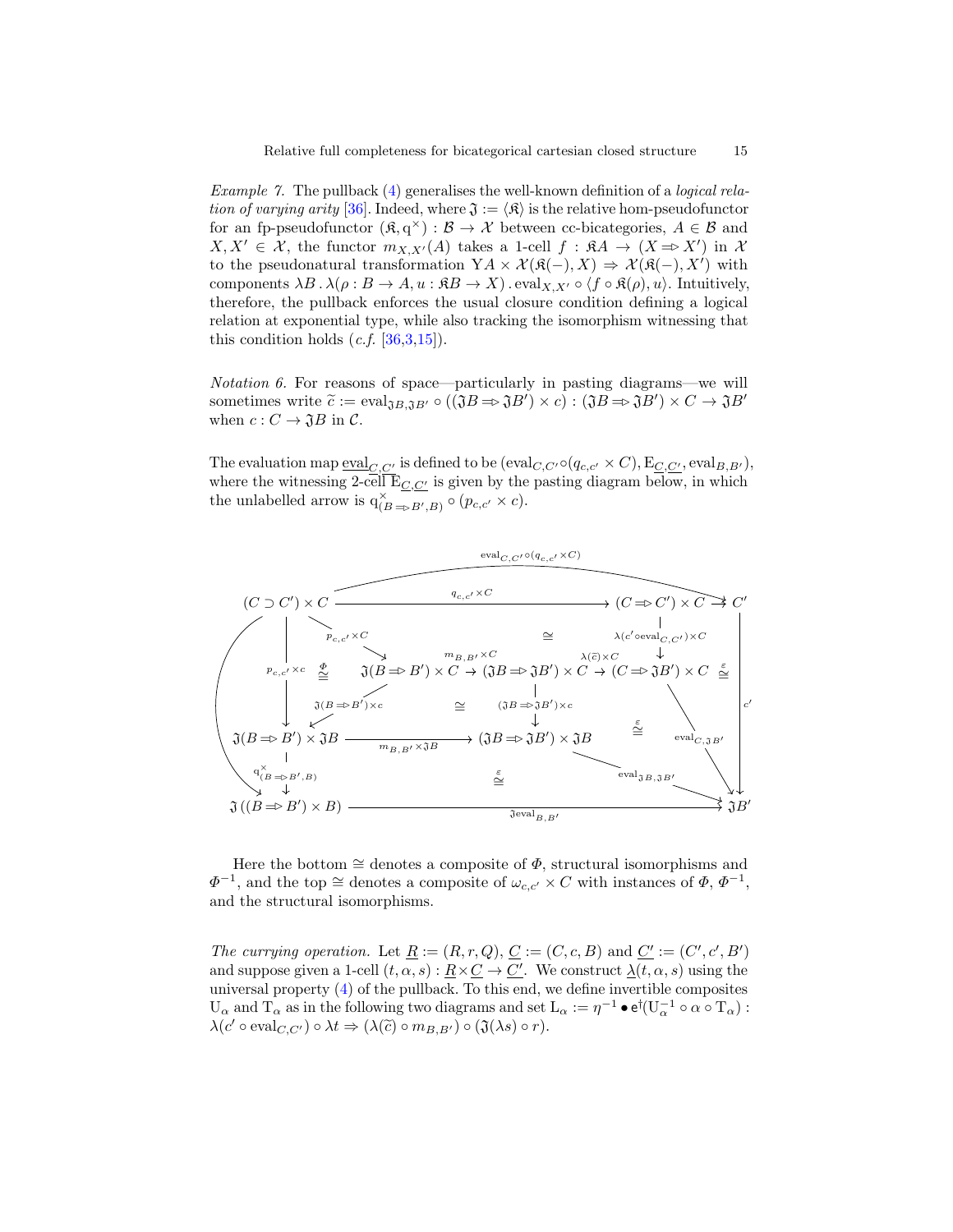*Example 7.* The pullback (4) generalises the well-known definition of a *logical relation of varying arity* [36]. Indeed, where $\mathfrak{J} := \langle \mathfrak{K} \rangle$ is the relative hom-pseudofunctor for an fp-pseudofunctor $(\mathfrak{K}, \mathrm{q}^{\times}) : \mathcal{B} \to \mathcal{X}$ between cc-bicategories, $A \in \mathcal{B}$ and $X, X' \in \mathcal{X}$, the functor $m_{X,X'}(A)$ takes a 1-cell $f : \mathfrak{K}A \to (X \Rightarrow X')$ in $\mathcal{X}$ to the pseudonatural transformation $\mathrm{Y}A \times \mathcal{X}(\mathfrak{K}(-), X) \Rightarrow \mathcal{X}(\mathfrak{K}(-), X')$ with components $\lambda B \,.\, \lambda(\rho : B \to A, u : \mathfrak{K}B \to X) \,.\, \mathrm{eval}_{X,X'} \circ \langle f \circ \mathfrak{K}(\rho), u \rangle$. Intuitively, therefore, the pullback enforces the usual closure condition defining a logical relation at exponential type, while also tracking the isomorphism witnessing that this condition holds (*c.f.* [36,3,15]).

*Notation 6.* For reasons of space—particularly in pasting diagrams—we will sometimes write $\widetilde{c} := \mathrm{eval}_{\mathfrak{J}B,\mathfrak{J}B'} \circ ((\mathfrak{J}B \Rightarrow \mathfrak{J}B') \times c) : (\mathfrak{J}B \Rightarrow \mathfrak{J}B') \times C \to \mathfrak{J}B'$ when $c : C \to \mathfrak{J}B$ in $\mathcal{C}$.

The evaluation map $\underline{\mathrm{eval}}_{\underline{C},\underline{C'}}$ is defined to be $(\mathrm{eval}_{C,C'} \circ (q_{c,c'} \times C), \mathrm{E}_{\underline{C},\underline{C'}}, \mathrm{eval}_{B,B'})$, where the witnessing 2-cell $\mathrm{E}_{\underline{C},\underline{C'}}$ is given by the pasting diagram below, in which the unlabelled arrow is $\mathrm{q}^{\times}_{(B \Rightarrow B', B)} \circ (p_{c,c'} \times c)$.

Here the bottom $\cong$ denotes a composite of $\Phi$, structural isomorphisms and $\Phi^{-1}$, and the top $\cong$ denotes a composite of $\omega_{c,c'} \times C$ with instances of $\Phi$, $\Phi^{-1}$, and the structural isomorphisms.

*The currying operation.* Let $\underline{R} := (R, r, Q)$, $\underline{C} := (C, c, B)$ and $\underline{C'} := (C', c', B')$ and suppose given a 1-cell $(t, \alpha, s) : \underline{R} \times \underline{C} \to \underline{C'}$. We construct $\underline{\lambda}(t, \alpha, s)$ using the universal property (4) of the pullback. To this end, we define invertible composites $\mathrm{U}_{\alpha}$ and $\mathrm{T}_{\alpha}$ as in the following two diagrams and set $\mathrm{L}_{\alpha} := \eta^{-1} \bullet \mathsf{e}^{\dagger}(\mathrm{U}_{\alpha}^{-1} \circ \alpha \circ \mathrm{T}_{\alpha}) : \lambda(c' \circ \mathrm{eval}_{C,C'}) \circ \lambda t \Rightarrow (\lambda(\widetilde{c}) \circ m_{B,B'}) \circ (\mathfrak{J}(\lambda s) \circ r)$.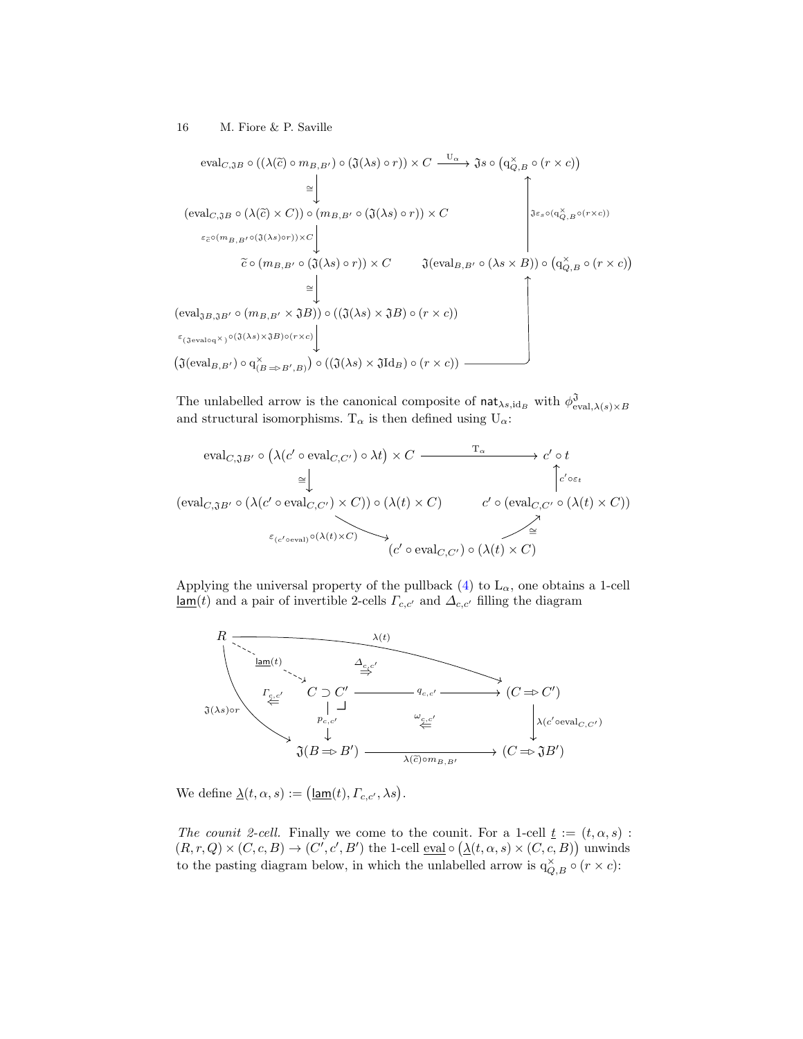$$
\begin{array}{ccc}
\mathrm{eval}_{C,\mathfrak{J}B} \circ ((\lambda(\widetilde{c}) \circ m_{B,B'}) \circ (\mathfrak{J}(\lambda s) \circ r)) \times C & \xrightarrow{\mathrm{U}_\alpha} & \mathfrak{J}s \circ \left(\mathrm{q}^{\times}_{Q,B} \circ (r \times c)\right) \\
\downarrow \cong & & \uparrow \mathfrak{J}\varepsilon_s \circ (\mathrm{q}^{\times}_{Q,B} \circ (r \times c)) \\
(\mathrm{eval}_{C,\mathfrak{J}B} \circ (\lambda(\widetilde{c}) \times C)) \circ (m_{B,B'} \circ (\mathfrak{J}(\lambda s) \circ r)) \times C & & \\
\downarrow \varepsilon_{\widetilde{c}} \circ (m_{B,B'} \circ (\mathfrak{J}(\lambda s) \circ r)) \times C & & \\
\widetilde{c} \circ (m_{B,B'} \circ (\mathfrak{J}(\lambda s) \circ r)) \times C & & \mathfrak{J}(\mathrm{eval}_{B,B'} \circ (\lambda s \times B)) \circ \left(\mathrm{q}^{\times}_{Q,B} \circ (r \times c)\right) \\
\downarrow \cong & & \uparrow \\
(\mathrm{eval}_{\mathfrak{J}B,\mathfrak{J}B'} \circ (m_{B,B'} \times \mathfrak{J}B)) \circ ((\mathfrak{J}(\lambda s) \times \mathfrak{J}B) \circ (r \times c)) & & \\
\downarrow \varepsilon_{(\mathfrak{J}\mathrm{eval} \circ \mathrm{q}^{\times})} \circ (\mathfrak{J}(\lambda s) \times \mathfrak{J}B) \circ (r \times c) & & \\
\left(\mathfrak{J}(\mathrm{eval}_{B,B'}) \circ \mathrm{q}^{\times}_{(B \Rightarrow B',B)}\right) \circ ((\mathfrak{J}(\lambda s) \times \mathfrak{J}\mathrm{Id}_B) \circ (r \times c)) & \longrightarrow &
\end{array}
$$

The unlabelled arrow is the canonical composite of $\mathsf{nat}_{\lambda s,\mathrm{id}_B}$ with $\phi^{\mathfrak{J}}_{\mathrm{eval},\lambda(s)\times B}$ and structural isomorphisms. $\mathrm{T}_\alpha$ is then defined using $\mathrm{U}_\alpha$:

$$
\begin{array}{ccc}
\mathrm{eval}_{C,\mathfrak{J}B'} \circ \left(\lambda(c' \circ \mathrm{eval}_{C,C'}) \circ \lambda t\right) \times C & \xrightarrow{\mathrm{T}_\alpha} & c' \circ t \\
\downarrow \cong & & \uparrow c' \circ \varepsilon_t \\
(\mathrm{eval}_{C,\mathfrak{J}B'} \circ (\lambda(c' \circ \mathrm{eval}_{C,C'}) \times C)) \circ (\lambda(t) \times C) & & c' \circ (\mathrm{eval}_{C,C'} \circ (\lambda(t) \times C)) \\
& \searrow \varepsilon_{(c' \circ \mathrm{eval})} \circ (\lambda(t) \times C) \quad (c' \circ \mathrm{eval}_{C,C'}) \circ (\lambda(t) \times C) \quad \nearrow \cong &
\end{array}
$$

Applying the universal property of the pullback (4) to $\mathrm{L}_\alpha$, one obtains a 1-cell $\underline{\mathsf{lam}}(t)$ and a pair of invertible 2-cells $\mathit{\Gamma}_{c,c'}$ and $\mathit{\Delta}_{c,c'}$ filling the diagram

$$
\begin{array}{ccccc}
R & \xrightarrow{\qquad\qquad \lambda(t) \qquad\qquad} & & & (C \Rightarrow C') \\
& \overset{\underline{\mathsf{lam}}(t)}{\dashrightarrow} \; C \supset C' & \xrightarrow{q_{c,c'}} & & (C \Rightarrow C') \\
\mathfrak{J}(\lambda s) \circ r \searrow & \downarrow p_{c,c'} & \overset{\omega_{c,c'}}{\Leftarrow} & & \downarrow \lambda(c' \circ \mathrm{eval}_{C,C'}) \\
& \mathfrak{J}(B \Rightarrow B') & \xrightarrow{\lambda(\widetilde{c}) \circ m_{B,B'}} & & (C \Rightarrow \mathfrak{J}B')
\end{array}
$$

(with $\mathit{\Delta}_{c,c'} : \Rightarrow$ between $\lambda(t)$ and $q_{c,c'} \circ \underline{\mathsf{lam}}(t)$, and $\mathit{\Gamma}_{c,c'} : \Leftarrow$ between $\mathfrak{J}(\lambda s)\circ r$ and $p_{c,c'} \circ \underline{\mathsf{lam}}(t)$.)

We define $\underline{\lambda}(t, \alpha, s) := \left(\underline{\mathsf{lam}}(t), \mathit{\Gamma}_{c,c'}, \lambda s\right)$.

*The counit 2-cell.* Finally we come to the counit. For a 1-cell $\underline{t} := (t, \alpha, s) : (R, r, Q) \times (C, c, B) \to (C', c', B')$ the 1-cell $\underline{\mathrm{eval}} \circ \left(\underline{\lambda}(t, \alpha, s) \times (C, c, B)\right)$ unwinds to the pasting diagram below, in which the unlabelled arrow is $\mathrm{q}^{\times}_{Q,B} \circ (r \times c)$: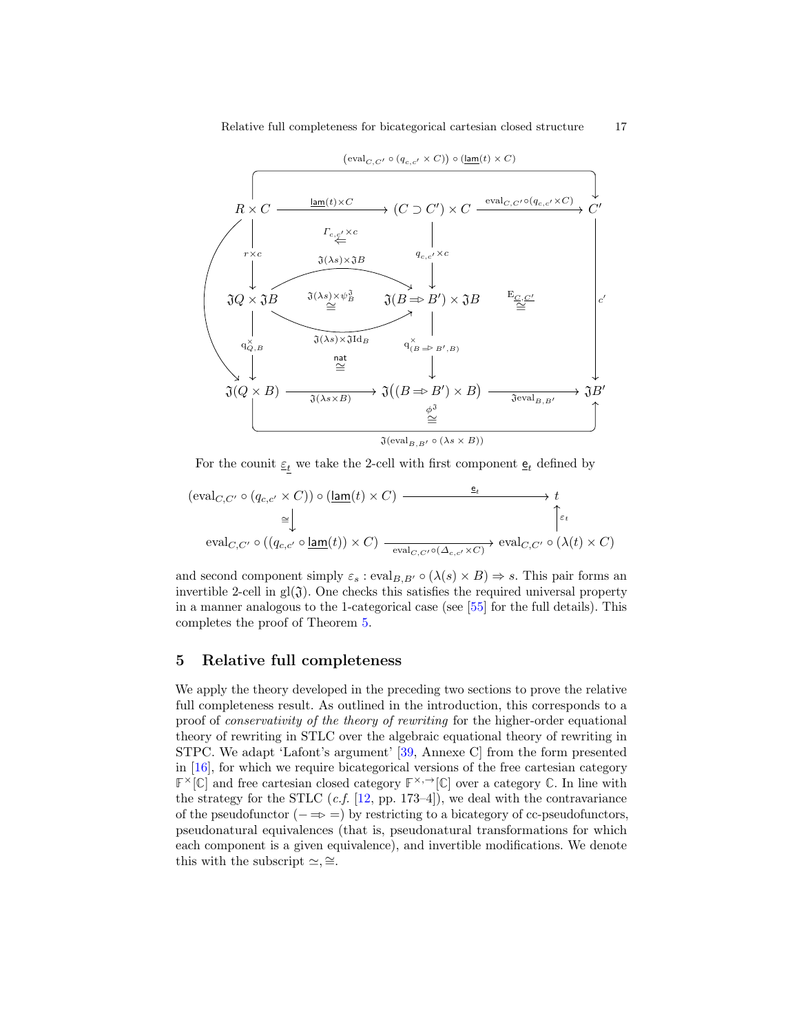$$
\begin{array}{ccccc}
R \times C & \xrightarrow{\underline{\mathsf{lam}}(t) \times C} & (C \supset C') \times C & \xrightarrow{\mathrm{eval}_{C,C'} \circ (q_{c,c'} \times C)} & C' \\
\downarrow{\scriptstyle r \times c} & \overset{\Gamma_{c,c'} \times c}{\Leftarrow} & \downarrow{\scriptstyle q_{c,c'} \times c} & & \downarrow{\scriptstyle c'} \\
\mathfrak{J}Q \times \mathfrak{J}B & \overset{\mathfrak{J}(\lambda s) \times \psi^{\mathfrak{J}}_B}{\cong} & \mathfrak{J}(B \Rightarrow B') \times \mathfrak{J}B & \overset{\mathrm{E}_{\underline{C},\underline{C'}}}{\cong} & \\
\downarrow{\scriptstyle q^{\times}_{Q,B}} & \overset{\mathsf{nat}}{\cong} & \downarrow{\scriptstyle q^{\times}_{(B \Rightarrow B', B)}} & & \\
\mathfrak{J}(Q \times B) & \xrightarrow[\mathfrak{J}(\lambda s \times B)]{} & \mathfrak{J}\big((B \Rightarrow B') \times B\big) & \xrightarrow[\mathfrak{J}\mathrm{eval}_{B,B'}]{} & \mathfrak{J}B'
\end{array}
$$

(Top composite: $(\mathrm{eval}_{C,C'} \circ (q_{c,c'} \times C)) \circ (\underline{\mathsf{lam}}(t) \times C)$; parallel arrows $\mathfrak{J}(\lambda s) \times \mathfrak{J}B$ and $\mathfrak{J}(\lambda s) \times \mathfrak{J}\mathrm{Id}_B$; bottom composite: $\mathfrak{J}(\mathrm{eval}_{B,B'} \circ (\lambda s \times B))$ with $\overset{\phi^{\mathfrak{J}}}{\cong}$.)

For the counit $\underline{\varepsilon_t}$ we take the 2-cell with first component $\underline{\mathsf{e}}_t$ defined by

$$
\begin{array}{ccc}
(\mathrm{eval}_{C,C'} \circ (q_{c,c'} \times C)) \circ (\underline{\mathsf{lam}}(t) \times C) & \xrightarrow{\underline{\mathsf{e}}_t} & t \\
\cong\downarrow & & \uparrow{\scriptstyle \varepsilon_t} \\
\mathrm{eval}_{C,C'} \circ ((q_{c,c'} \circ \underline{\mathsf{lam}}(t)) \times C) & \xrightarrow[\mathrm{eval}_{C,C'} \circ (\Delta_{c,c'} \times C)]{} & \mathrm{eval}_{C,C'} \circ (\lambda(t) \times C)
\end{array}
$$

and second component simply $\varepsilon_s : \mathrm{eval}_{B,B'} \circ (\lambda(s) \times B) \Rightarrow s$. This pair forms an invertible 2-cell in $\mathrm{gl}(\mathfrak{J})$. One checks this satisfies the required universal property in a manner analogous to the 1-categorical case (see [55] for the full details). This completes the proof of Theorem 5.

## 5 Relative full completeness

We apply the theory developed in the preceding two sections to prove the relative full completeness result. As outlined in the introduction, this corresponds to a proof of *conservativity of the theory of rewriting* for the higher-order equational theory of rewriting in STLC over the algebraic equational theory of rewriting in STPC. We adapt 'Lafont's argument' [39, Annexe C] from the form presented in [16], for which we require bicategorical versions of the free cartesian category $\mathbb{F}^{\times}[\mathbb{C}]$ and free cartesian closed category $\mathbb{F}^{\times,\rightarrow}[\mathbb{C}]$ over a category $\mathbb{C}$. In line with the strategy for the STLC (*c.f.* [12, pp. 173–4]), we deal with the contravariance of the pseudofunctor $(- \Rightarrow =)$ by restricting to a bicategory of cc-pseudofunctors, pseudonatural equivalences (that is, pseudonatural transformations for which each component is a given equivalence), and invertible modifications. We denote this with the subscript $\simeq, \cong$.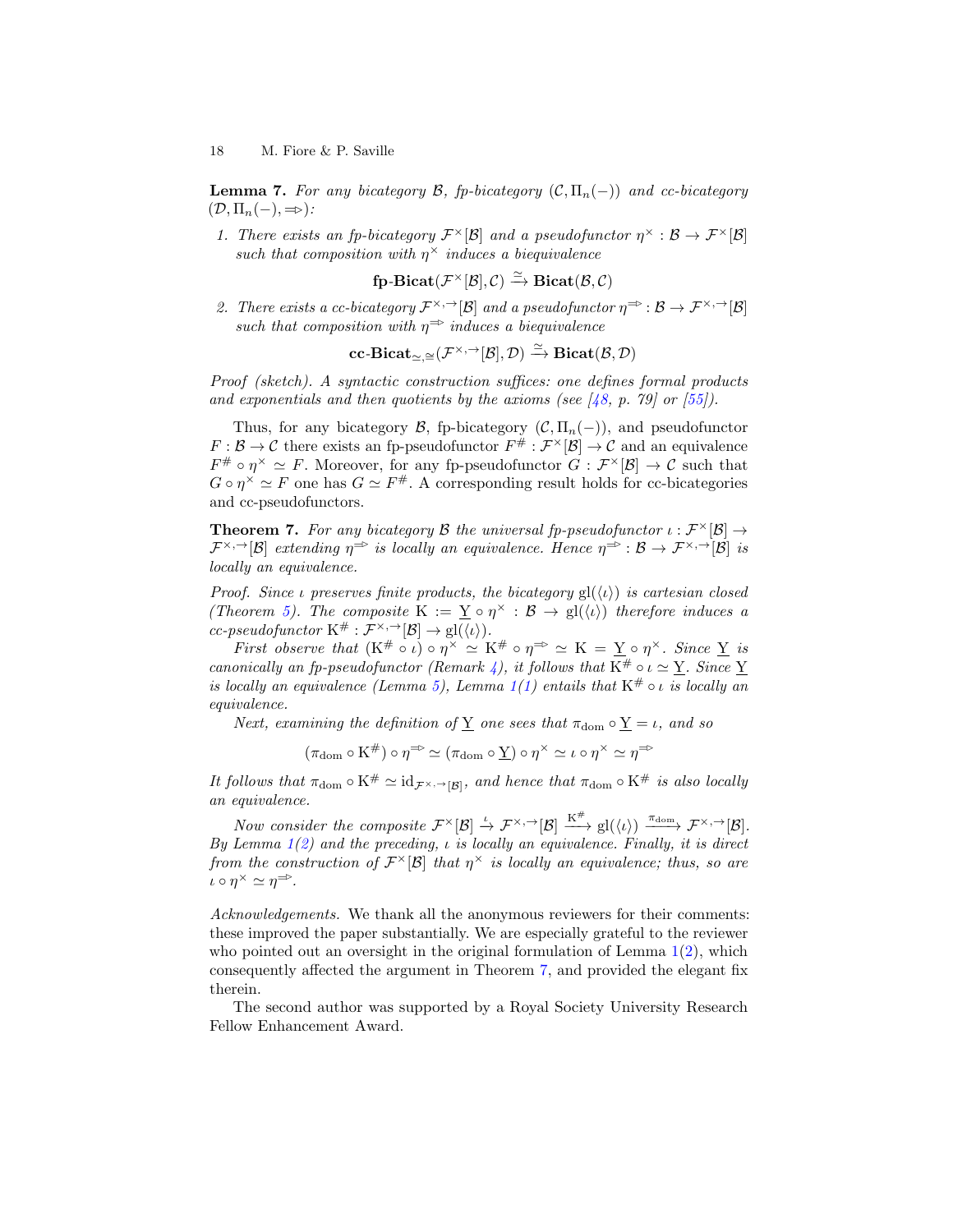**Lemma 7.** *For any bicategory $\mathcal{B}$, fp-bicategory $(\mathcal{C}, \Pi_n(-))$ and cc-bicategory $(\mathcal{D}, \Pi_n(-), \Rightarrow)$:*

1. *There exists an fp-bicategory $\mathcal{F}^\times[\mathcal{B}]$ and a pseudofunctor $\eta^\times : \mathcal{B} \to \mathcal{F}^\times[\mathcal{B}]$ such that composition with $\eta^\times$ induces a biequivalence*
$$\mathbf{fp\text{-}Bicat}(\mathcal{F}^\times[\mathcal{B}], \mathcal{C}) \xrightarrow{\simeq} \mathbf{Bicat}(\mathcal{B}, \mathcal{C})$$
2. *There exists a cc-bicategory $\mathcal{F}^{\times,\to}[\mathcal{B}]$ and a pseudofunctor $\eta^{\Rightarrow} : \mathcal{B} \to \mathcal{F}^{\times,\to}[\mathcal{B}]$ such that composition with $\eta^{\Rightarrow}$ induces a biequivalence*
$$\mathbf{cc\text{-}Bicat}_{\simeq,\cong}(\mathcal{F}^{\times,\to}[\mathcal{B}], \mathcal{D}) \xrightarrow{\simeq} \mathbf{Bicat}(\mathcal{B}, \mathcal{D})$$

*Proof (sketch).* A syntactic construction suffices: one defines formal products and exponentials and then quotients by the axioms (see [48, p. 79] or [55]).

Thus, for any bicategory $\mathcal{B}$, fp-bicategory $(\mathcal{C}, \Pi_n(-))$, and pseudofunctor $F : \mathcal{B} \to \mathcal{C}$ there exists an fp-pseudofunctor $F^\# : \mathcal{F}^\times[\mathcal{B}] \to \mathcal{C}$ and an equivalence $F^\# \circ \eta^\times \simeq F$. Moreover, for any fp-pseudofunctor $G : \mathcal{F}^\times[\mathcal{B}] \to \mathcal{C}$ such that $G \circ \eta^\times \simeq F$ one has $G \simeq F^\#$. A corresponding result holds for cc-bicategories and cc-pseudofunctors.

**Theorem 7.** *For any bicategory $\mathcal{B}$ the universal fp-pseudofunctor $\iota : \mathcal{F}^\times[\mathcal{B}] \to \mathcal{F}^{\times,\to}[\mathcal{B}]$ extending $\eta^{\Rightarrow}$ is locally an equivalence. Hence $\eta^{\Rightarrow} : \mathcal{B} \to \mathcal{F}^{\times,\to}[\mathcal{B}]$ is locally an equivalence.*

*Proof.* Since $\iota$ preserves finite products, the bicategory $\mathrm{gl}(\langle\iota\rangle)$ is cartesian closed (Theorem 5). The composite $\mathrm{K} := \underline{\mathrm{Y}} \circ \eta^\times : \mathcal{B} \to \mathrm{gl}(\langle\iota\rangle)$ therefore induces a cc-pseudofunctor $\mathrm{K}^\# : \mathcal{F}^{\times,\to}[\mathcal{B}] \to \mathrm{gl}(\langle\iota\rangle)$.

First observe that $(\mathrm{K}^\# \circ \iota) \circ \eta^\times \simeq \mathrm{K}^\# \circ \eta^{\Rightarrow} \simeq \mathrm{K} = \underline{\mathrm{Y}} \circ \eta^\times$. Since $\underline{\mathrm{Y}}$ is canonically an fp-pseudofunctor (Remark 4), it follows that $\mathrm{K}^\# \circ \iota \simeq \underline{\mathrm{Y}}$. Since $\underline{\mathrm{Y}}$ is locally an equivalence (Lemma 5), Lemma 1(1) entails that $\mathrm{K}^\# \circ \iota$ is locally an equivalence.

Next, examining the definition of $\underline{\mathrm{Y}}$ one sees that $\pi_{\mathrm{dom}} \circ \underline{\mathrm{Y}} = \iota$, and so

$$(\pi_{\mathrm{dom}} \circ \mathrm{K}^\#) \circ \eta^{\Rightarrow} \simeq (\pi_{\mathrm{dom}} \circ \underline{\mathrm{Y}}) \circ \eta^\times \simeq \iota \circ \eta^\times \simeq \eta^{\Rightarrow}$$

It follows that $\pi_{\mathrm{dom}} \circ \mathrm{K}^\# \simeq \mathrm{id}_{\mathcal{F}^{\times,\to}[\mathcal{B}]}$, and hence that $\pi_{\mathrm{dom}} \circ \mathrm{K}^\#$ is also locally an equivalence.

Now consider the composite $\mathcal{F}^\times[\mathcal{B}] \xrightarrow{\iota} \mathcal{F}^{\times,\to}[\mathcal{B}] \xrightarrow{\mathrm{K}^\#} \mathrm{gl}(\langle\iota\rangle) \xrightarrow{\pi_{\mathrm{dom}}} \mathcal{F}^{\times,\to}[\mathcal{B}]$. By Lemma 1(2) and the preceding, $\iota$ is locally an equivalence. Finally, it is direct from the construction of $\mathcal{F}^\times[\mathcal{B}]$ that $\eta^\times$ is locally an equivalence; thus, so are $\iota \circ \eta^\times \simeq \eta^{\Rightarrow}$.

*Acknowledgements.* We thank all the anonymous reviewers for their comments: these improved the paper substantially. We are especially grateful to the reviewer who pointed out an oversight in the original formulation of Lemma 1(2), which consequently affected the argument in Theorem 7, and provided the elegant fix therein.

The second author was supported by a Royal Society University Research Fellow Enhancement Award.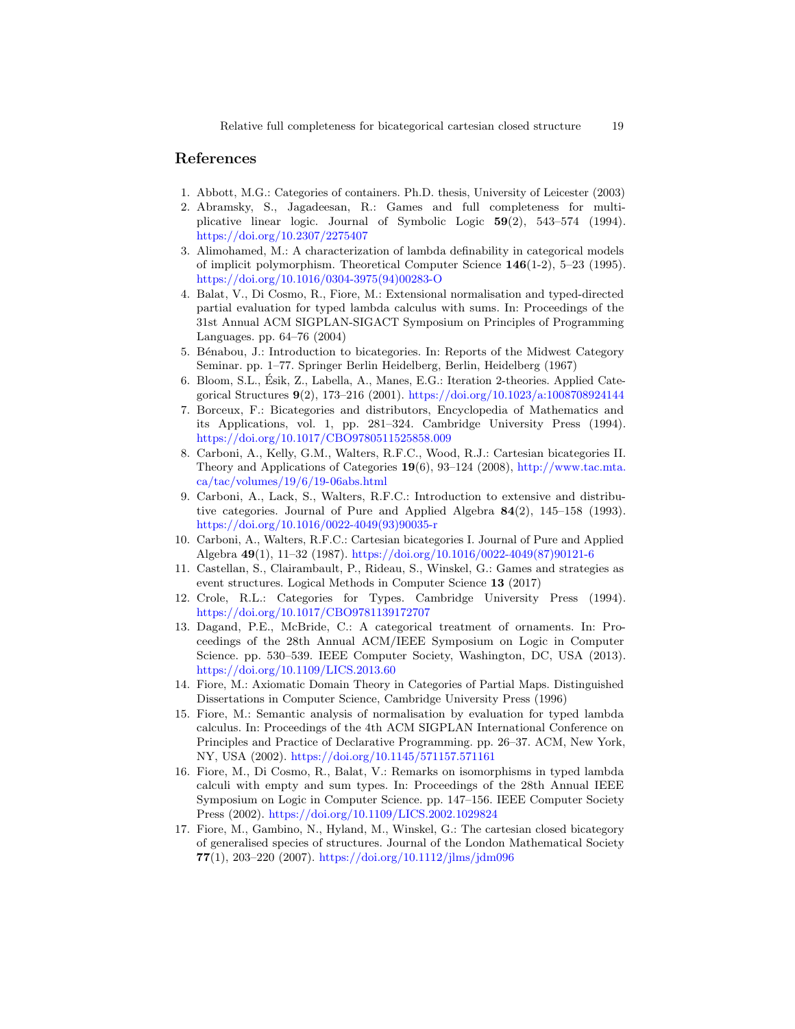## References

1. Abbott, M.G.: Categories of containers. Ph.D. thesis, University of Leicester (2003)
2. Abramsky, S., Jagadeesan, R.: Games and full completeness for multiplicative linear logic. Journal of Symbolic Logic **59**(2), 543–574 (1994). https://doi.org/10.2307/2275407
3. Alimohamed, M.: A characterization of lambda definability in categorical models of implicit polymorphism. Theoretical Computer Science **146**(1-2), 5–23 (1995). https://doi.org/10.1016/0304-3975(94)00283-O
4. Balat, V., Di Cosmo, R., Fiore, M.: Extensional normalisation and typed-directed partial evaluation for typed lambda calculus with sums. In: Proceedings of the 31st Annual ACM SIGPLAN-SIGACT Symposium on Principles of Programming Languages. pp. 64–76 (2004)
5. Bénabou, J.: Introduction to bicategories. In: Reports of the Midwest Category Seminar. pp. 1–77. Springer Berlin Heidelberg, Berlin, Heidelberg (1967)
6. Bloom, S.L., Ésik, Z., Labella, A., Manes, E.G.: Iteration 2-theories. Applied Categorical Structures **9**(2), 173–216 (2001). https://doi.org/10.1023/a:1008708924144
7. Borceux, F.: Bicategories and distributors, Encyclopedia of Mathematics and its Applications, vol. 1, pp. 281–324. Cambridge University Press (1994). https://doi.org/10.1017/CBO9780511525858.009
8. Carboni, A., Kelly, G.M., Walters, R.F.C., Wood, R.J.: Cartesian bicategories II. Theory and Applications of Categories **19**(6), 93–124 (2008), http://www.tac.mta.ca/tac/volumes/19/6/19-06abs.html
9. Carboni, A., Lack, S., Walters, R.F.C.: Introduction to extensive and distributive categories. Journal of Pure and Applied Algebra **84**(2), 145–158 (1993). https://doi.org/10.1016/0022-4049(93)90035-r
10. Carboni, A., Walters, R.F.C.: Cartesian bicategories I. Journal of Pure and Applied Algebra **49**(1), 11–32 (1987). https://doi.org/10.1016/0022-4049(87)90121-6
11. Castellan, S., Clairambault, P., Rideau, S., Winskel, G.: Games and strategies as event structures. Logical Methods in Computer Science **13** (2017)
12. Crole, R.L.: Categories for Types. Cambridge University Press (1994). https://doi.org/10.1017/CBO9781139172707
13. Dagand, P.E., McBride, C.: A categorical treatment of ornaments. In: Proceedings of the 28th Annual ACM/IEEE Symposium on Logic in Computer Science. pp. 530–539. IEEE Computer Society, Washington, DC, USA (2013). https://doi.org/10.1109/LICS.2013.60
14. Fiore, M.: Axiomatic Domain Theory in Categories of Partial Maps. Distinguished Dissertations in Computer Science, Cambridge University Press (1996)
15. Fiore, M.: Semantic analysis of normalisation by evaluation for typed lambda calculus. In: Proceedings of the 4th ACM SIGPLAN International Conference on Principles and Practice of Declarative Programming. pp. 26–37. ACM, New York, NY, USA (2002). https://doi.org/10.1145/571157.571161
16. Fiore, M., Di Cosmo, R., Balat, V.: Remarks on isomorphisms in typed lambda calculi with empty and sum types. In: Proceedings of the 28th Annual IEEE Symposium on Logic in Computer Science. pp. 147–156. IEEE Computer Society Press (2002). https://doi.org/10.1109/LICS.2002.1029824
17. Fiore, M., Gambino, N., Hyland, M., Winskel, G.: The cartesian closed bicategory of generalised species of structures. Journal of the London Mathematical Society **77**(1), 203–220 (2007). https://doi.org/10.1112/jlms/jdm096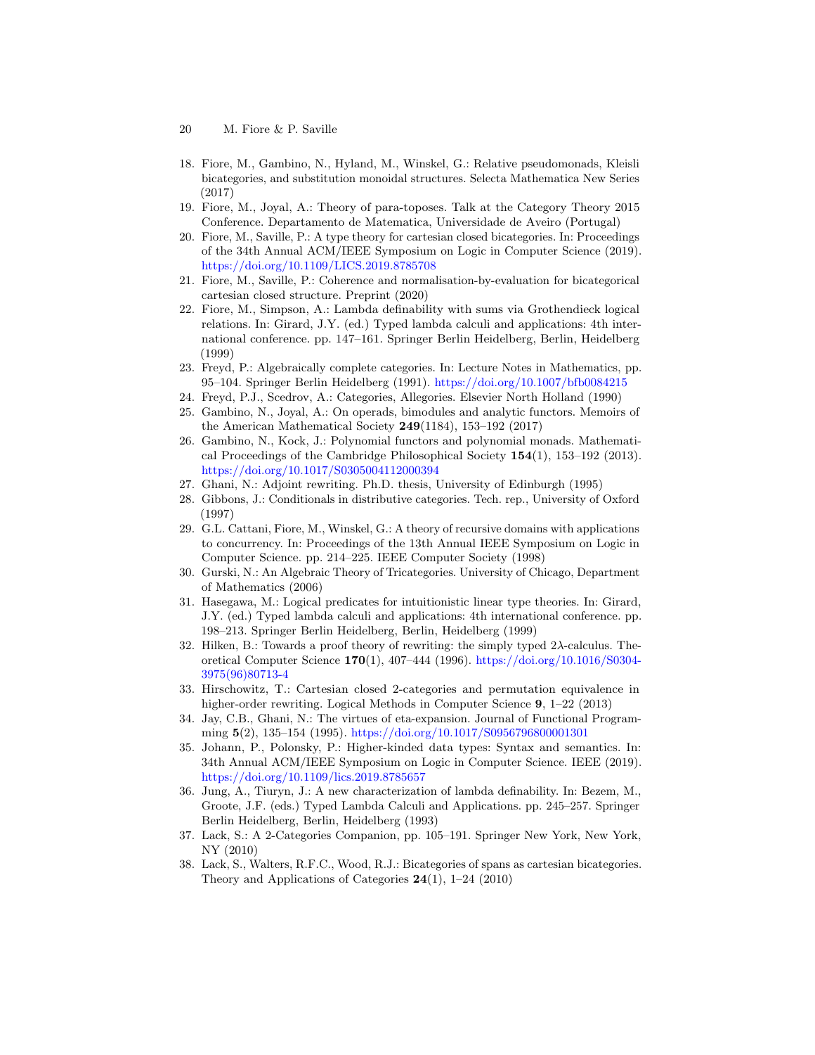18. Fiore, M., Gambino, N., Hyland, M., Winskel, G.: Relative pseudomonads, Kleisli bicategories, and substitution monoidal structures. Selecta Mathematica New Series (2017)
19. Fiore, M., Joyal, A.: Theory of para-toposes. Talk at the Category Theory 2015 Conference. Departamento de Matematica, Universidade de Aveiro (Portugal)
20. Fiore, M., Saville, P.: A type theory for cartesian closed bicategories. In: Proceedings of the 34th Annual ACM/IEEE Symposium on Logic in Computer Science (2019). https://doi.org/10.1109/LICS.2019.8785708
21. Fiore, M., Saville, P.: Coherence and normalisation-by-evaluation for bicategorical cartesian closed structure. Preprint (2020)
22. Fiore, M., Simpson, A.: Lambda definability with sums via Grothendieck logical relations. In: Girard, J.Y. (ed.) Typed lambda calculi and applications: 4th international conference. pp. 147–161. Springer Berlin Heidelberg, Berlin, Heidelberg (1999)
23. Freyd, P.: Algebraically complete categories. In: Lecture Notes in Mathematics, pp. 95–104. Springer Berlin Heidelberg (1991). https://doi.org/10.1007/bfb0084215
24. Freyd, P.J., Scedrov, A.: Categories, Allegories. Elsevier North Holland (1990)
25. Gambino, N., Joyal, A.: On operads, bimodules and analytic functors. Memoirs of the American Mathematical Society **249**(1184), 153–192 (2017)
26. Gambino, N., Kock, J.: Polynomial functors and polynomial monads. Mathematical Proceedings of the Cambridge Philosophical Society **154**(1), 153–192 (2013). https://doi.org/10.1017/S0305004112000394
27. Ghani, N.: Adjoint rewriting. Ph.D. thesis, University of Edinburgh (1995)
28. Gibbons, J.: Conditionals in distributive categories. Tech. rep., University of Oxford (1997)
29. G.L. Cattani, Fiore, M., Winskel, G.: A theory of recursive domains with applications to concurrency. In: Proceedings of the 13th Annual IEEE Symposium on Logic in Computer Science. pp. 214–225. IEEE Computer Society (1998)
30. Gurski, N.: An Algebraic Theory of Tricategories. University of Chicago, Department of Mathematics (2006)
31. Hasegawa, M.: Logical predicates for intuitionistic linear type theories. In: Girard, J.Y. (ed.) Typed lambda calculi and applications: 4th international conference. pp. 198–213. Springer Berlin Heidelberg, Berlin, Heidelberg (1999)
32. Hilken, B.: Towards a proof theory of rewriting: the simply typed $2\lambda$-calculus. Theoretical Computer Science **170**(1), 407–444 (1996). https://doi.org/10.1016/S0304-3975(96)80713-4
33. Hirschowitz, T.: Cartesian closed 2-categories and permutation equivalence in higher-order rewriting. Logical Methods in Computer Science **9**, 1–22 (2013)
34. Jay, C.B., Ghani, N.: The virtues of eta-expansion. Journal of Functional Programming **5**(2), 135–154 (1995). https://doi.org/10.1017/S0956796800001301
35. Johann, P., Polonsky, P.: Higher-kinded data types: Syntax and semantics. In: 34th Annual ACM/IEEE Symposium on Logic in Computer Science. IEEE (2019). https://doi.org/10.1109/lics.2019.8785657
36. Jung, A., Tiuryn, J.: A new characterization of lambda definability. In: Bezem, M., Groote, J.F. (eds.) Typed Lambda Calculi and Applications. pp. 245–257. Springer Berlin Heidelberg, Berlin, Heidelberg (1993)
37. Lack, S.: A 2-Categories Companion, pp. 105–191. Springer New York, New York, NY (2010)
38. Lack, S., Walters, R.F.C., Wood, R.J.: Bicategories of spans as cartesian bicategories. Theory and Applications of Categories **24**(1), 1–24 (2010)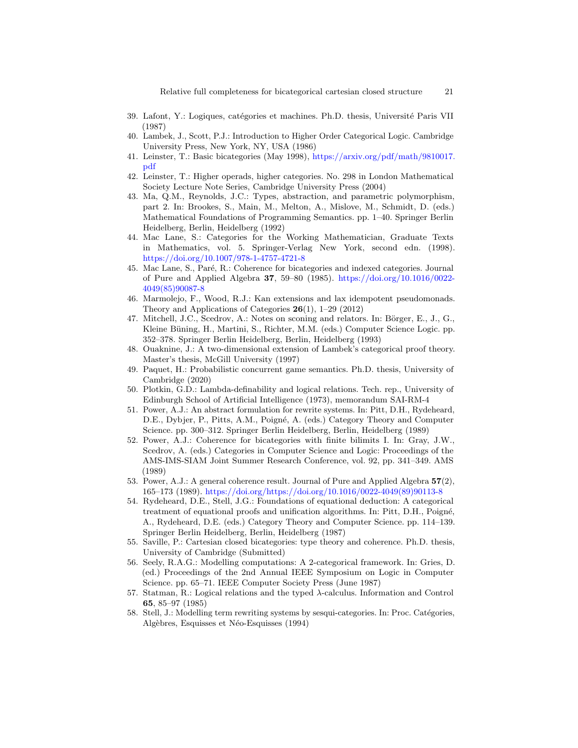39. Lafont, Y.: Logiques, catégories et machines. Ph.D. thesis, Université Paris VII (1987)
40. Lambek, J., Scott, P.J.: Introduction to Higher Order Categorical Logic. Cambridge University Press, New York, NY, USA (1986)
41. Leinster, T.: Basic bicategories (May 1998), https://arxiv.org/pdf/math/9810017.pdf
42. Leinster, T.: Higher operads, higher categories. No. 298 in London Mathematical Society Lecture Note Series, Cambridge University Press (2004)
43. Ma, Q.M., Reynolds, J.C.: Types, abstraction, and parametric polymorphism, part 2. In: Brookes, S., Main, M., Melton, A., Mislove, M., Schmidt, D. (eds.) Mathematical Foundations of Programming Semantics. pp. 1–40. Springer Berlin Heidelberg, Berlin, Heidelberg (1992)
44. Mac Lane, S.: Categories for the Working Mathematician, Graduate Texts in Mathematics, vol. 5. Springer-Verlag New York, second edn. (1998). https://doi.org/10.1007/978-1-4757-4721-8
45. Mac Lane, S., Paré, R.: Coherence for bicategories and indexed categories. Journal of Pure and Applied Algebra **37**, 59–80 (1985). https://doi.org/10.1016/0022-4049(85)90087-8
46. Marmolejo, F., Wood, R.J.: Kan extensions and lax idempotent pseudomonads. Theory and Applications of Categories **26**(1), 1–29 (2012)
47. Mitchell, J.C., Scedrov, A.: Notes on sconing and relators. In: Börger, E., J., G., Kleine Büning, H., Martini, S., Richter, M.M. (eds.) Computer Science Logic. pp. 352–378. Springer Berlin Heidelberg, Berlin, Heidelberg (1993)
48. Ouaknine, J.: A two-dimensional extension of Lambek's categorical proof theory. Master's thesis, McGill University (1997)
49. Paquet, H.: Probabilistic concurrent game semantics. Ph.D. thesis, University of Cambridge (2020)
50. Plotkin, G.D.: Lambda-definability and logical relations. Tech. rep., University of Edinburgh School of Artificial Intelligence (1973), memorandum SAI-RM-4
51. Power, A.J.: An abstract formulation for rewrite systems. In: Pitt, D.H., Rydeheard, D.E., Dybjer, P., Pitts, A.M., Poigné, A. (eds.) Category Theory and Computer Science. pp. 300–312. Springer Berlin Heidelberg, Berlin, Heidelberg (1989)
52. Power, A.J.: Coherence for bicategories with finite bilimits I. In: Gray, J.W., Scedrov, A. (eds.) Categories in Computer Science and Logic: Proceedings of the AMS-IMS-SIAM Joint Summer Research Conference, vol. 92, pp. 341–349. AMS (1989)
53. Power, A.J.: A general coherence result. Journal of Pure and Applied Algebra **57**(2), 165–173 (1989). https://doi.org/https://doi.org/10.1016/0022-4049(89)90113-8
54. Rydeheard, D.E., Stell, J.G.: Foundations of equational deduction: A categorical treatment of equational proofs and unification algorithms. In: Pitt, D.H., Poigné, A., Rydeheard, D.E. (eds.) Category Theory and Computer Science. pp. 114–139. Springer Berlin Heidelberg, Berlin, Heidelberg (1987)
55. Saville, P.: Cartesian closed bicategories: type theory and coherence. Ph.D. thesis, University of Cambridge (Submitted)
56. Seely, R.A.G.: Modelling computations: A 2-categorical framework. In: Gries, D. (ed.) Proceedings of the 2nd Annual IEEE Symposium on Logic in Computer Science. pp. 65–71. IEEE Computer Society Press (June 1987)
57. Statman, R.: Logical relations and the typed $\lambda$-calculus. Information and Control **65**, 85–97 (1985)
58. Stell, J.: Modelling term rewriting systems by sesqui-categories. In: Proc. Catégories, Algèbres, Esquisses et Néo-Esquisses (1994)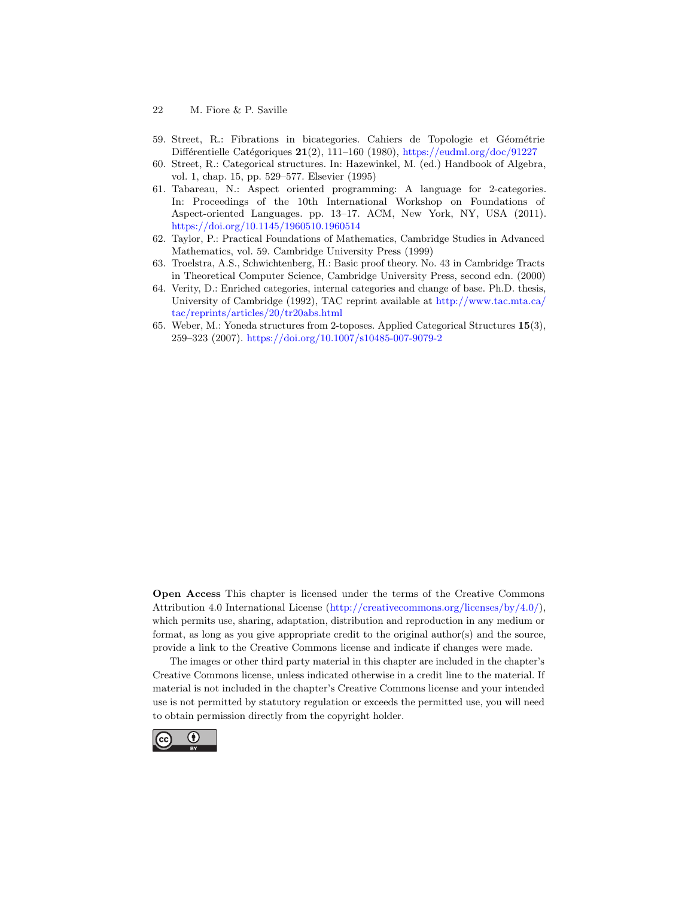59. Street, R.: Fibrations in bicategories. Cahiers de Topologie et Géométrie Différentielle Catégoriques **21**(2), 111–160 (1980), https://eudml.org/doc/91227
60. Street, R.: Categorical structures. In: Hazewinkel, M. (ed.) Handbook of Algebra, vol. 1, chap. 15, pp. 529–577. Elsevier (1995)
61. Tabareau, N.: Aspect oriented programming: A language for 2-categories. In: Proceedings of the 10th International Workshop on Foundations of Aspect-oriented Languages. pp. 13–17. ACM, New York, NY, USA (2011). https://doi.org/10.1145/1960510.1960514
62. Taylor, P.: Practical Foundations of Mathematics, Cambridge Studies in Advanced Mathematics, vol. 59. Cambridge University Press (1999)
63. Troelstra, A.S., Schwichtenberg, H.: Basic proof theory. No. 43 in Cambridge Tracts in Theoretical Computer Science, Cambridge University Press, second edn. (2000)
64. Verity, D.: Enriched categories, internal categories and change of base. Ph.D. thesis, University of Cambridge (1992), TAC reprint available at http://www.tac.mta.ca/tac/reprints/articles/20/tr20abs.html
65. Weber, M.: Yoneda structures from 2-toposes. Applied Categorical Structures **15**(3), 259–323 (2007). https://doi.org/10.1007/s10485-007-9079-2

**Open Access** This chapter is licensed under the terms of the Creative Commons Attribution 4.0 International License (http://creativecommons.org/licenses/by/4.0/), which permits use, sharing, adaptation, distribution and reproduction in any medium or format, as long as you give appropriate credit to the original author(s) and the source, provide a link to the Creative Commons license and indicate if changes were made.

The images or other third party material in this chapter are included in the chapter's Creative Commons license, unless indicated otherwise in a credit line to the material. If material is not included in the chapter's Creative Commons license and your intended use is not permitted by statutory regulation or exceeds the permitted use, you will need to obtain permission directly from the copyright holder.